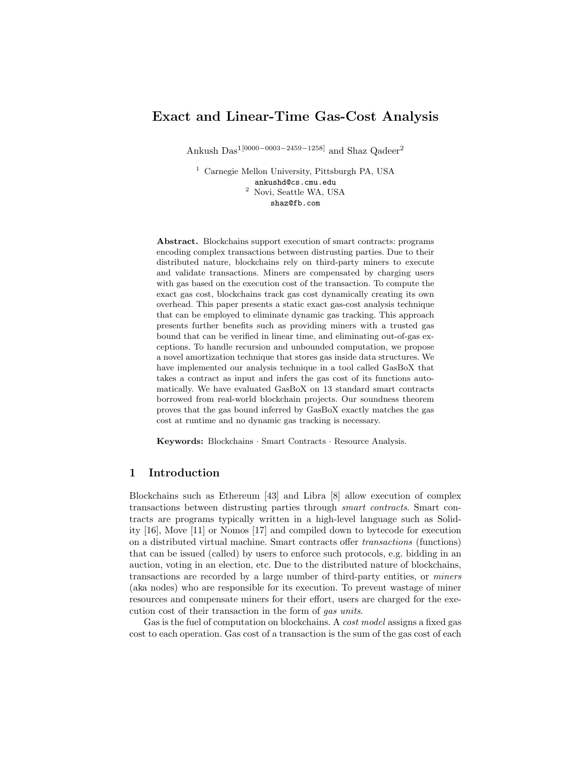# Exact and Linear-Time Gas-Cost Analysis

Ankush Das[1][0000−0003−2459−1258] and Shaz Qadeer[2]

[1] Carnegie Mellon University, Pittsburgh PA, USA
ankushd@cs.cmu.edu
[2] Novi, Seattle WA, USA
shaz@fb.com

**Abstract.** Blockchains support execution of smart contracts: programs encoding complex transactions between distrusting parties. Due to their distributed nature, blockchains rely on third-party miners to execute and validate transactions. Miners are compensated by charging users with gas based on the execution cost of the transaction. To compute the exact gas cost, blockchains track gas cost dynamically creating its own overhead. This paper presents a static exact gas-cost analysis technique that can be employed to eliminate dynamic gas tracking. This approach presents further benefits such as providing miners with a trusted gas bound that can be verified in linear time, and eliminating out-of-gas exceptions. To handle recursion and unbounded computation, we propose a novel amortization technique that stores gas inside data structures. We have implemented our analysis technique in a tool called GasBoX that takes a contract as input and infers the gas cost of its functions automatically. We have evaluated GasBoX on 13 standard smart contracts borrowed from real-world blockchain projects. Our soundness theorem proves that the gas bound inferred by GasBoX exactly matches the gas cost at runtime and no dynamic gas tracking is necessary.

**Keywords:** Blockchains · Smart Contracts · Resource Analysis.

## 1 Introduction

Blockchains such as Ethereum [43] and Libra [8] allow execution of complex transactions between distrusting parties through *smart contracts*. Smart contracts are programs typically written in a high-level language such as Solidity [16], Move [11] or Nomos [17] and compiled down to bytecode for execution on a distributed virtual machine. Smart contracts offer *transactions* (functions) that can be issued (called) by users to enforce such protocols, e.g. bidding in an auction, voting in an election, etc. Due to the distributed nature of blockchains, transactions are recorded by a large number of third-party entities, or *miners* (aka nodes) who are responsible for its execution. To prevent wastage of miner resources and compensate miners for their effort, users are charged for the execution cost of their transaction in the form of *gas units*.

Gas is the fuel of computation on blockchains. A *cost model* assigns a fixed gas cost to each operation. Gas cost of a transaction is the sum of the gas cost of each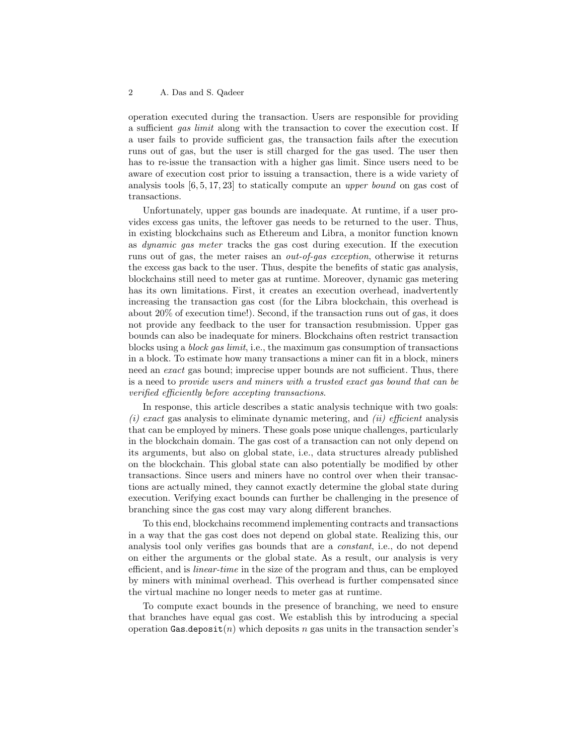operation executed during the transaction. Users are responsible for providing a sufficient *gas limit* along with the transaction to cover the execution cost. If a user fails to provide sufficient gas, the transaction fails after the execution runs out of gas, but the user is still charged for the gas used. The user then has to re-issue the transaction with a higher gas limit. Since users need to be aware of execution cost prior to issuing a transaction, there is a wide variety of analysis tools [6, 5, 17, 23] to statically compute an *upper bound* on gas cost of transactions.

Unfortunately, upper gas bounds are inadequate. At runtime, if a user provides excess gas units, the leftover gas needs to be returned to the user. Thus, in existing blockchains such as Ethereum and Libra, a monitor function known as *dynamic gas meter* tracks the gas cost during execution. If the execution runs out of gas, the meter raises an *out-of-gas exception*, otherwise it returns the excess gas back to the user. Thus, despite the benefits of static gas analysis, blockchains still need to meter gas at runtime. Moreover, dynamic gas metering has its own limitations. First, it creates an execution overhead, inadvertently increasing the transaction gas cost (for the Libra blockchain, this overhead is about 20% of execution time!). Second, if the transaction runs out of gas, it does not provide any feedback to the user for transaction resubmission. Upper gas bounds can also be inadequate for miners. Blockchains often restrict transaction blocks using a *block gas limit*, i.e., the maximum gas consumption of transactions in a block. To estimate how many transactions a miner can fit in a block, miners need an *exact* gas bound; imprecise upper bounds are not sufficient. Thus, there is a need to *provide users and miners with a trusted exact gas bound that can be verified efficiently before accepting transactions*.

In response, this article describes a static analysis technique with two goals: *(i) exact* gas analysis to eliminate dynamic metering, and *(ii) efficient* analysis that can be employed by miners. These goals pose unique challenges, particularly in the blockchain domain. The gas cost of a transaction can not only depend on its arguments, but also on global state, i.e., data structures already published on the blockchain. This global state can also potentially be modified by other transactions. Since users and miners have no control over when their transactions are actually mined, they cannot exactly determine the global state during execution. Verifying exact bounds can further be challenging in the presence of branching since the gas cost may vary along different branches.

To this end, blockchains recommend implementing contracts and transactions in a way that the gas cost does not depend on global state. Realizing this, our analysis tool only verifies gas bounds that are a *constant*, i.e., do not depend on either the arguments or the global state. As a result, our analysis is very efficient, and is *linear-time* in the size of the program and thus, can be employed by miners with minimal overhead. This overhead is further compensated since the virtual machine no longer needs to meter gas at runtime.

To compute exact bounds in the presence of branching, we need to ensure that branches have equal gas cost. We establish this by introducing a special operation `Gas.deposit`($n$) which deposits $n$ gas units in the transaction sender's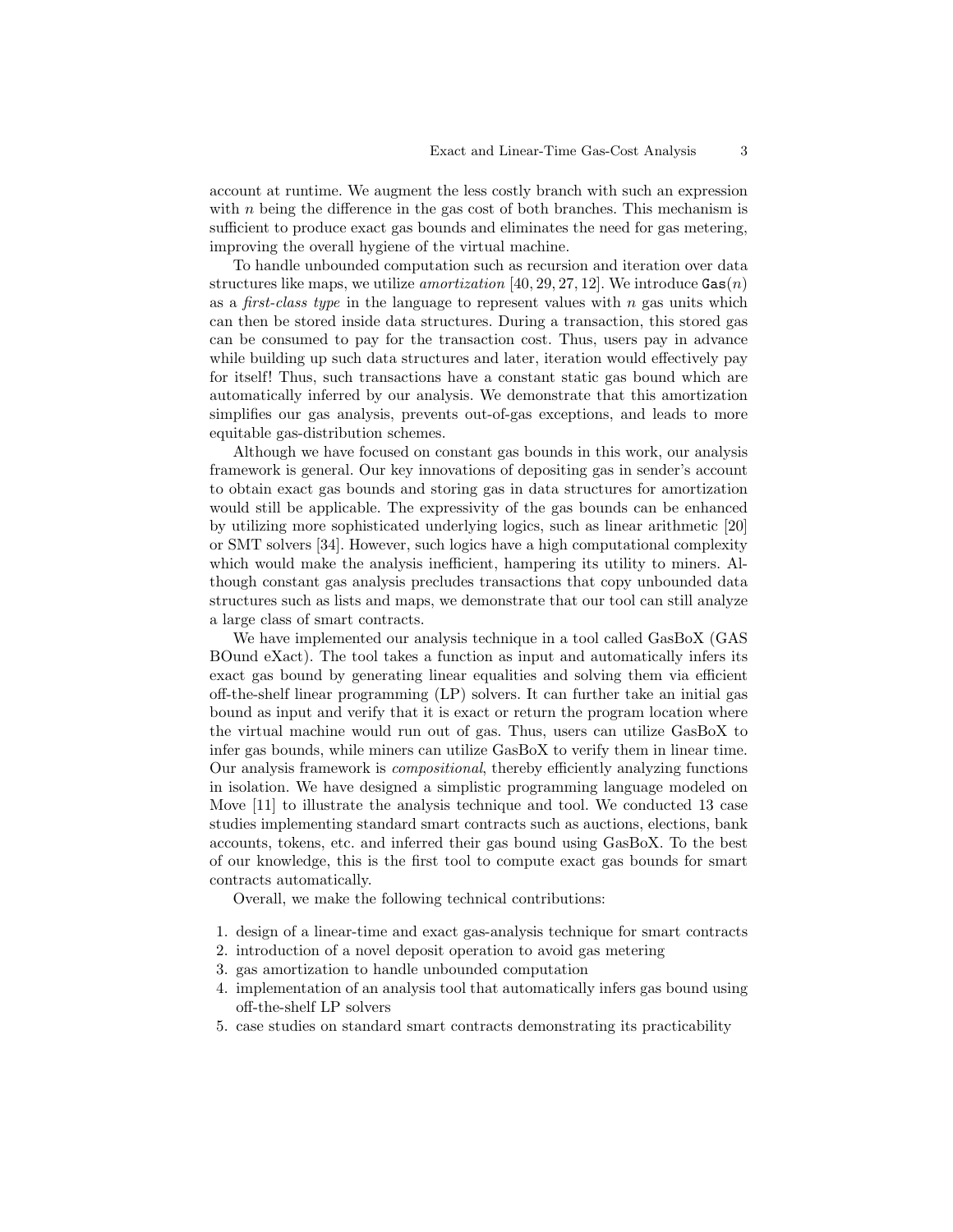account at runtime. We augment the less costly branch with such an expression with $n$ being the difference in the gas cost of both branches. This mechanism is sufficient to produce exact gas bounds and eliminates the need for gas metering, improving the overall hygiene of the virtual machine.

To handle unbounded computation such as recursion and iteration over data structures like maps, we utilize *amortization* [40, 29, 27, 12]. We introduce $\texttt{Gas}(n)$ as a *first-class type* in the language to represent values with $n$ gas units which can then be stored inside data structures. During a transaction, this stored gas can be consumed to pay for the transaction cost. Thus, users pay in advance while building up such data structures and later, iteration would effectively pay for itself! Thus, such transactions have a constant static gas bound which are automatically inferred by our analysis. We demonstrate that this amortization simplifies our gas analysis, prevents out-of-gas exceptions, and leads to more equitable gas-distribution schemes.

Although we have focused on constant gas bounds in this work, our analysis framework is general. Our key innovations of depositing gas in sender's account to obtain exact gas bounds and storing gas in data structures for amortization would still be applicable. The expressivity of the gas bounds can be enhanced by utilizing more sophisticated underlying logics, such as linear arithmetic [20] or SMT solvers [34]. However, such logics have a high computational complexity which would make the analysis inefficient, hampering its utility to miners. Although constant gas analysis precludes transactions that copy unbounded data structures such as lists and maps, we demonstrate that our tool can still analyze a large class of smart contracts.

We have implemented our analysis technique in a tool called GasBoX (GAS BOund eXact). The tool takes a function as input and automatically infers its exact gas bound by generating linear equalities and solving them via efficient off-the-shelf linear programming (LP) solvers. It can further take an initial gas bound as input and verify that it is exact or return the program location where the virtual machine would run out of gas. Thus, users can utilize GasBoX to infer gas bounds, while miners can utilize GasBoX to verify them in linear time. Our analysis framework is *compositional*, thereby efficiently analyzing functions in isolation. We have designed a simplistic programming language modeled on Move [11] to illustrate the analysis technique and tool. We conducted 13 case studies implementing standard smart contracts such as auctions, elections, bank accounts, tokens, etc. and inferred their gas bound using GasBoX. To the best of our knowledge, this is the first tool to compute exact gas bounds for smart contracts automatically.

Overall, we make the following technical contributions:

1. design of a linear-time and exact gas-analysis technique for smart contracts
2. introduction of a novel deposit operation to avoid gas metering
3. gas amortization to handle unbounded computation
4. implementation of an analysis tool that automatically infers gas bound using off-the-shelf LP solvers
5. case studies on standard smart contracts demonstrating its practicability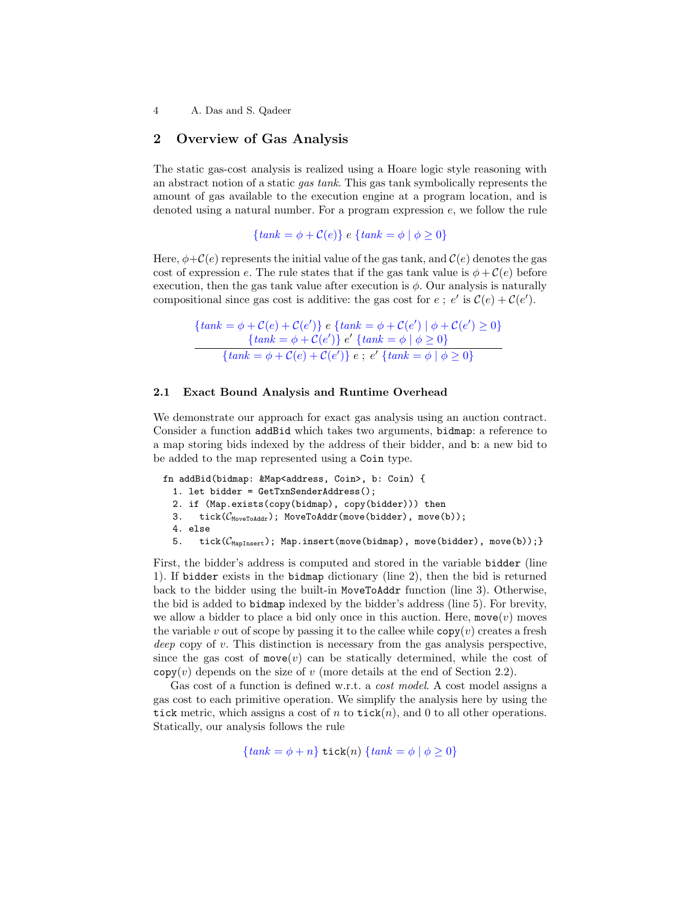## 2 Overview of Gas Analysis

The static gas-cost analysis is realized using a Hoare logic style reasoning with an abstract notion of a static *gas tank*. This gas tank symbolically represents the amount of gas available to the execution engine at a program location, and is denoted using a natural number. For a program expression $e$, we follow the rule

$$\{\mathit{tank} = \phi + \mathcal{C}(e)\}\ e\ \{\mathit{tank} = \phi \mid \phi \geq 0\}$$

Here, $\phi + \mathcal{C}(e)$ represents the initial value of the gas tank, and $\mathcal{C}(e)$ denotes the gas cost of expression $e$. The rule states that if the gas tank value is $\phi + \mathcal{C}(e)$ before execution, then the gas tank value after execution is $\phi$. Our analysis is naturally compositional since gas cost is additive: the gas cost for $e\ ;\ e'$ is $\mathcal{C}(e) + \mathcal{C}(e')$.

$$\frac{\begin{array}{c}\{\mathit{tank} = \phi + \mathcal{C}(e) + \mathcal{C}(e')\}\ e\ \{\mathit{tank} = \phi + \mathcal{C}(e') \mid \phi + \mathcal{C}(e') \geq 0\} \\ \{\mathit{tank} = \phi + \mathcal{C}(e')\}\ e'\ \{\mathit{tank} = \phi \mid \phi \geq 0\}\end{array}}{\{\mathit{tank} = \phi + \mathcal{C}(e) + \mathcal{C}(e')\}\ e\ ;\ e'\ \{\mathit{tank} = \phi \mid \phi \geq 0\}}$$

### 2.1 Exact Bound Analysis and Runtime Overhead

We demonstrate our approach for exact gas analysis using an auction contract. Consider a function `addBid` which takes two arguments, `bidmap`: a reference to a map storing bids indexed by the address of their bidder, and `b`: a new bid to be added to the map represented using a `Coin` type.

```
fn addBid(bidmap: &Map<address, Coin>, b: Coin) {
  1. let bidder = GetTxnSenderAddress();
  2. if (Map.exists(copy(bidmap), copy(bidder))) then
  3.   tick(C_MoveToAddr); MoveToAddr(move(bidder), move(b));
  4. else
  5.   tick(C_MapInsert); Map.insert(move(bidmap), move(bidder), move(b));}
```

First, the bidder's address is computed and stored in the variable `bidder` (line 1). If `bidder` exists in the `bidmap` dictionary (line 2), then the bid is returned back to the bidder using the built-in `MoveToAddr` function (line 3). Otherwise, the bid is added to `bidmap` indexed by the bidder's address (line 5). For brevity, we allow a bidder to place a bid only once in this auction. Here, `move`($v$) moves the variable $v$ out of scope by passing it to the callee while `copy`($v$) creates a fresh *deep* copy of $v$. This distinction is necessary from the gas analysis perspective, since the gas cost of `move`($v$) can be statically determined, while the cost of `copy`($v$) depends on the size of $v$ (more details at the end of Section 2.2).

Gas cost of a function is defined w.r.t. a *cost model*. A cost model assigns a gas cost to each primitive operation. We simplify the analysis here by using the `tick` metric, which assigns a cost of $n$ to `tick`($n$), and 0 to all other operations. Statically, our analysis follows the rule

$$\{\mathit{tank} = \phi + n\}\ \texttt{tick}(n)\ \{\mathit{tank} = \phi \mid \phi \geq 0\}$$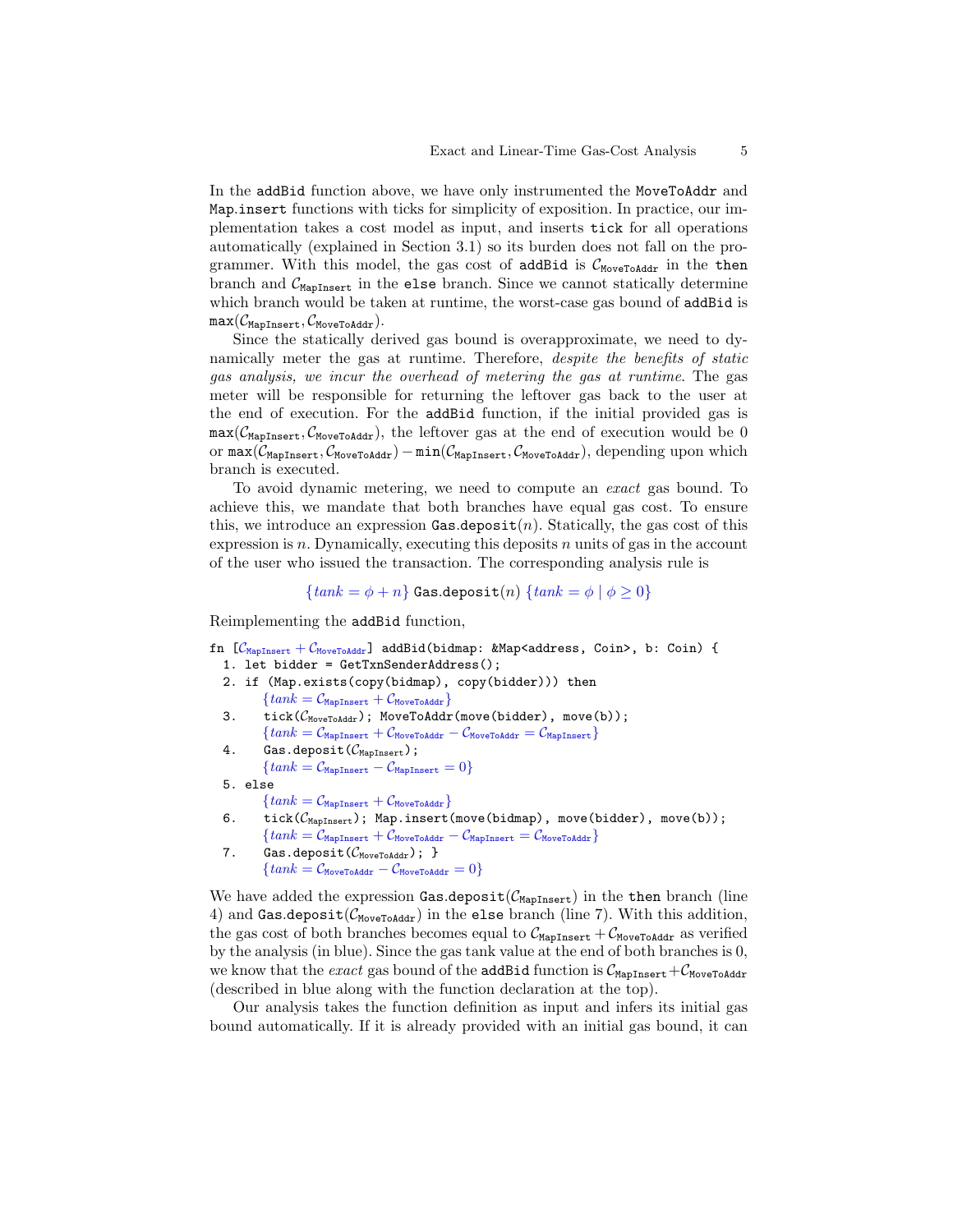In the `addBid` function above, we have only instrumented the `MoveToAddr` and `Map.insert` functions with ticks for simplicity of exposition. In practice, our implementation takes a cost model as input, and inserts `tick` for all operations automatically (explained in Section 3.1) so its burden does not fall on the programmer. With this model, the gas cost of `addBid` is $\mathcal{C}_{\texttt{MoveToAddr}}$ in the `then` branch and $\mathcal{C}_{\texttt{MapInsert}}$ in the `else` branch. Since we cannot statically determine which branch would be taken at runtime, the worst-case gas bound of `addBid` is $\texttt{max}(\mathcal{C}_{\texttt{MapInsert}}, \mathcal{C}_{\texttt{MoveToAddr}})$.

Since the statically derived gas bound is overapproximate, we need to dynamically meter the gas at runtime. Therefore, *despite the benefits of static gas analysis, we incur the overhead of metering the gas at runtime*. The gas meter will be responsible for returning the leftover gas back to the user at the end of execution. For the `addBid` function, if the initial provided gas is $\texttt{max}(\mathcal{C}_{\texttt{MapInsert}}, \mathcal{C}_{\texttt{MoveToAddr}})$, the leftover gas at the end of execution would be 0 or $\texttt{max}(\mathcal{C}_{\texttt{MapInsert}}, \mathcal{C}_{\texttt{MoveToAddr}}) - \texttt{min}(\mathcal{C}_{\texttt{MapInsert}}, \mathcal{C}_{\texttt{MoveToAddr}})$, depending upon which branch is executed.

To avoid dynamic metering, we need to compute an *exact* gas bound. To achieve this, we mandate that both branches have equal gas cost. To ensure this, we introduce an expression $\texttt{Gas.deposit}(n)$. Statically, the gas cost of this expression is $n$. Dynamically, executing this deposits $n$ units of gas in the account of the user who issued the transaction. The corresponding analysis rule is

$$\{tank = \phi + n\}\ \texttt{Gas.deposit}(n)\ \{tank = \phi \mid \phi \geq 0\}$$

Reimplementing the `addBid` function,

```
fn [C_MapInsert + C_MoveToAddr] addBid(bidmap: &Map<address, Coin>, b: Coin) {
  1. let bidder = GetTxnSenderAddress();
  2. if (Map.exists(copy(bidmap), copy(bidder))) then
        {tank = C_MapInsert + C_MoveToAddr}
  3.    tick(C_MoveToAddr); MoveToAddr(move(bidder), move(b));
        {tank = C_MapInsert + C_MoveToAddr - C_MoveToAddr = C_MapInsert}
  4.    Gas.deposit(C_MapInsert);
        {tank = C_MapInsert - C_MapInsert = 0}
  5. else
        {tank = C_MapInsert + C_MoveToAddr}
  6.    tick(C_MapInsert); Map.insert(move(bidmap), move(bidder), move(b));
        {tank = C_MapInsert + C_MoveToAddr - C_MapInsert = C_MoveToAddr}
  7.    Gas.deposit(C_MoveToAddr); }
        {tank = C_MoveToAddr - C_MoveToAddr = 0}
```

We have added the expression $\texttt{Gas.deposit}(\mathcal{C}_{\texttt{MapInsert}})$ in the `then` branch (line 4) and $\texttt{Gas.deposit}(\mathcal{C}_{\texttt{MoveToAddr}})$ in the `else` branch (line 7). With this addition, the gas cost of both branches becomes equal to $\mathcal{C}_{\texttt{MapInsert}} + \mathcal{C}_{\texttt{MoveToAddr}}$ as verified by the analysis (in blue). Since the gas tank value at the end of both branches is 0, we know that the *exact* gas bound of the `addBid` function is $\mathcal{C}_{\texttt{MapInsert}} + \mathcal{C}_{\texttt{MoveToAddr}}$ (described in blue along with the function declaration at the top).

Our analysis takes the function definition as input and infers its initial gas bound automatically. If it is already provided with an initial gas bound, it can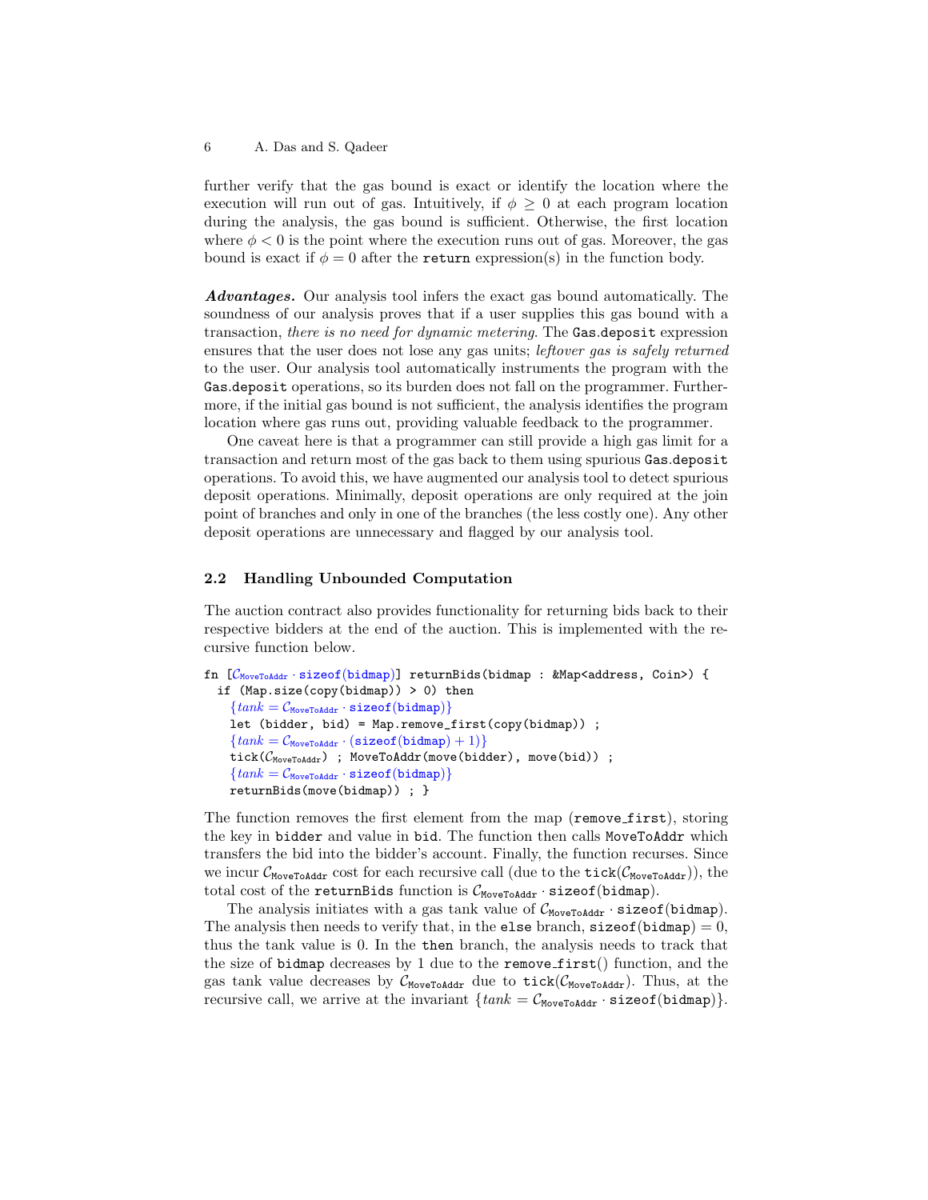further verify that the gas bound is exact or identify the location where the execution will run out of gas. Intuitively, if $\phi \geq 0$ at each program location during the analysis, the gas bound is sufficient. Otherwise, the first location where $\phi < 0$ is the point where the execution runs out of gas. Moreover, the gas bound is exact if $\phi = 0$ after the `return` expression(s) in the function body.

***Advantages.*** Our analysis tool infers the exact gas bound automatically. The soundness of our analysis proves that if a user supplies this gas bound with a transaction, *there is no need for dynamic metering*. The `Gas.deposit` expression ensures that the user does not lose any gas units; *leftover gas is safely returned* to the user. Our analysis tool automatically instruments the program with the `Gas.deposit` operations, so its burden does not fall on the programmer. Furthermore, if the initial gas bound is not sufficient, the analysis identifies the program location where gas runs out, providing valuable feedback to the programmer.

One caveat here is that a programmer can still provide a high gas limit for a transaction and return most of the gas back to them using spurious `Gas.deposit` operations. To avoid this, we have augmented our analysis tool to detect spurious deposit operations. Minimally, deposit operations are only required at the join point of branches and only in one of the branches (the less costly one). Any other deposit operations are unnecessary and flagged by our analysis tool.

### 2.2 Handling Unbounded Computation

The auction contract also provides functionality for returning bids back to their respective bidders at the end of the auction. This is implemented with the recursive function below.

```
fn [C_MoveToAddr · sizeof(bidmap)] returnBids(bidmap : &Map<address, Coin>) {
  if (Map.size(copy(bidmap)) > 0) then
    {tank = C_MoveToAddr · sizeof(bidmap)}
    let (bidder, bid) = Map.remove_first(copy(bidmap)) ;
    {tank = C_MoveToAddr · (sizeof(bidmap) + 1)}
    tick(C_MoveToAddr) ; MoveToAddr(move(bidder), move(bid)) ;
    {tank = C_MoveToAddr · sizeof(bidmap)}
    returnBids(move(bidmap)) ; }
```

The function removes the first element from the map (`remove_first`), storing the key in `bidder` and value in `bid`. The function then calls `MoveToAddr` which transfers the bid into the bidder's account. Finally, the function recurses. Since we incur $\mathcal{C}_{\texttt{MoveToAddr}}$ cost for each recursive call (due to the $\texttt{tick}(\mathcal{C}_{\texttt{MoveToAddr}})$), the total cost of the `returnBids` function is $\mathcal{C}_{\texttt{MoveToAddr}} \cdot \texttt{sizeof(bidmap)}$.

The analysis initiates with a gas tank value of $\mathcal{C}_{\texttt{MoveToAddr}} \cdot \texttt{sizeof(bidmap)}$. The analysis then needs to verify that, in the `else` branch, $\texttt{sizeof(bidmap)} = 0$, thus the tank value is 0. In the `then` branch, the analysis needs to track that the size of `bidmap` decreases by 1 due to the `remove_first()` function, and the gas tank value decreases by $\mathcal{C}_{\texttt{MoveToAddr}}$ due to $\texttt{tick}(\mathcal{C}_{\texttt{MoveToAddr}})$. Thus, at the recursive call, we arrive at the invariant $\{tank = \mathcal{C}_{\texttt{MoveToAddr}} \cdot \texttt{sizeof(bidmap)}\}$.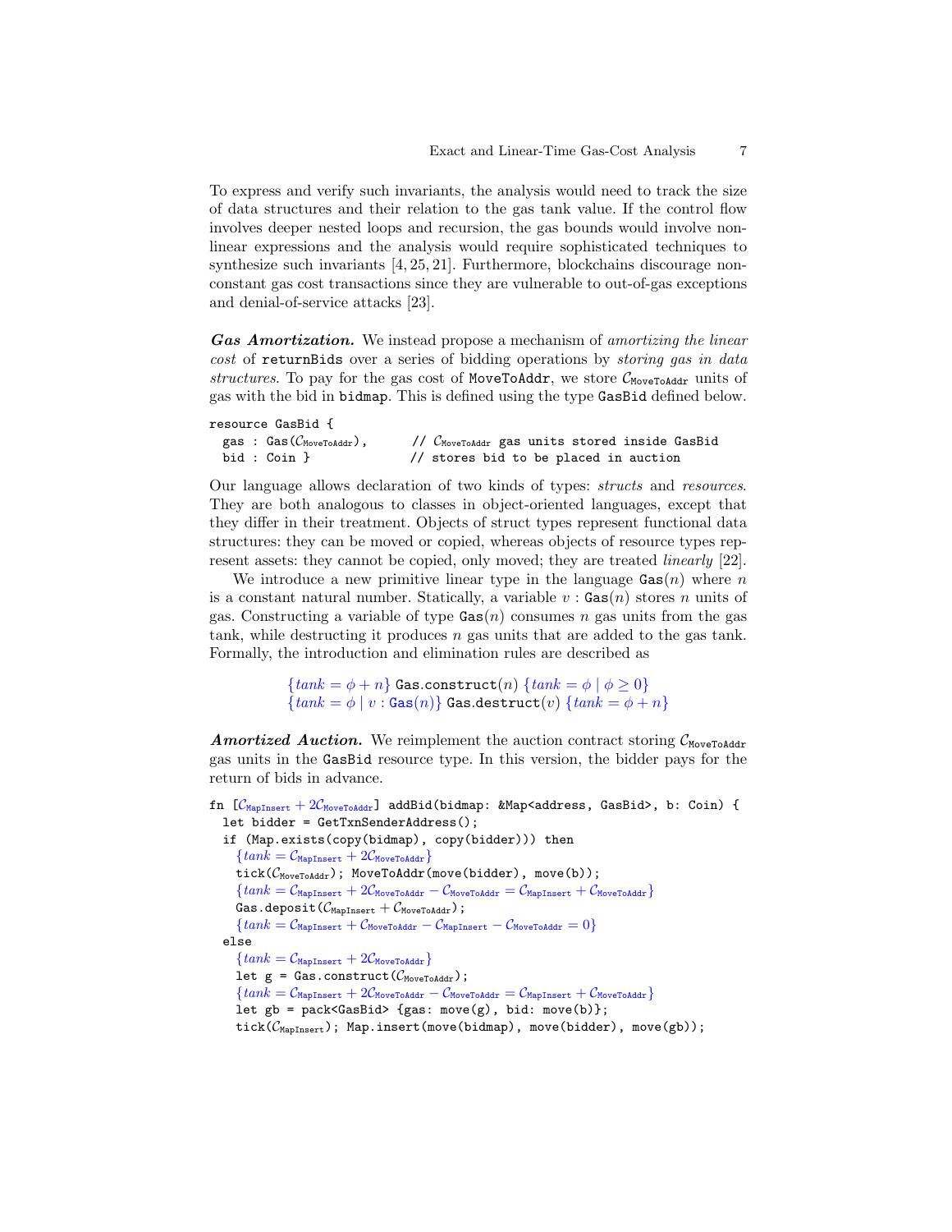To express and verify such invariants, the analysis would need to track the size of data structures and their relation to the gas tank value. If the control flow involves deeper nested loops and recursion, the gas bounds would involve non-linear expressions and the analysis would require sophisticated techniques to synthesize such invariants [4, 25, 21]. Furthermore, blockchains discourage non-constant gas cost transactions since they are vulnerable to out-of-gas exceptions and denial-of-service attacks [23].

***Gas Amortization.*** We instead propose a mechanism of *amortizing the linear cost* of `returnBids` over a series of bidding operations by *storing gas in data structures*. To pay for the gas cost of `MoveToAddr`, we store $\mathcal{C}_{\texttt{MoveToAddr}}$ units of gas with the bid in `bidmap`. This is defined using the type `GasBid` defined below.

```
resource GasBid {
  gas : Gas(C_MoveToAddr),      // C_MoveToAddr gas units stored inside GasBid
  bid : Coin }                  // stores bid to be placed in auction
```

Our language allows declaration of two kinds of types: *structs* and *resources*. They are both analogous to classes in object-oriented languages, except that they differ in their treatment. Objects of struct types represent functional data structures: they can be moved or copied, whereas objects of resource types represent assets: they cannot be copied, only moved; they are treated *linearly* [22].

We introduce a new primitive linear type in the language $\texttt{Gas}(n)$ where $n$ is a constant natural number. Statically, a variable $v : \texttt{Gas}(n)$ stores $n$ units of gas. Constructing a variable of type $\texttt{Gas}(n)$ consumes $n$ gas units from the gas tank, while destructing it produces $n$ gas units that are added to the gas tank. Formally, the introduction and elimination rules are described as

$$\{tank = \phi + n\}\ \texttt{Gas.construct}(n)\ \{tank = \phi \mid \phi \geq 0\}$$
$$\{tank = \phi \mid v : \texttt{Gas}(n)\}\ \texttt{Gas.destruct}(v)\ \{tank = \phi + n\}$$

***Amortized Auction.*** We reimplement the auction contract storing $\mathcal{C}_{\texttt{MoveToAddr}}$ gas units in the `GasBid` resource type. In this version, the bidder pays for the return of bids in advance.

```
fn [C_MapInsert + 2C_MoveToAddr] addBid(bidmap: &Map<address, GasBid>, b: Coin) {
  let bidder = GetTxnSenderAddress();
  if (Map.exists(copy(bidmap), copy(bidder))) then
    {tank = C_MapInsert + 2C_MoveToAddr}
    tick(C_MoveToAddr); MoveToAddr(move(bidder), move(b));
    {tank = C_MapInsert + 2C_MoveToAddr − C_MoveToAddr = C_MapInsert + C_MoveToAddr}
    Gas.deposit(C_MapInsert + C_MoveToAddr);
    {tank = C_MapInsert + C_MoveToAddr − C_MapInsert − C_MoveToAddr = 0}
  else
    {tank = C_MapInsert + 2C_MoveToAddr}
    let g = Gas.construct(C_MoveToAddr);
    {tank = C_MapInsert + 2C_MoveToAddr − C_MoveToAddr = C_MapInsert + C_MoveToAddr}
    let gb = pack<GasBid> {gas: move(g), bid: move(b)};
    tick(C_MapInsert); Map.insert(move(bidmap), move(bidder), move(gb));
```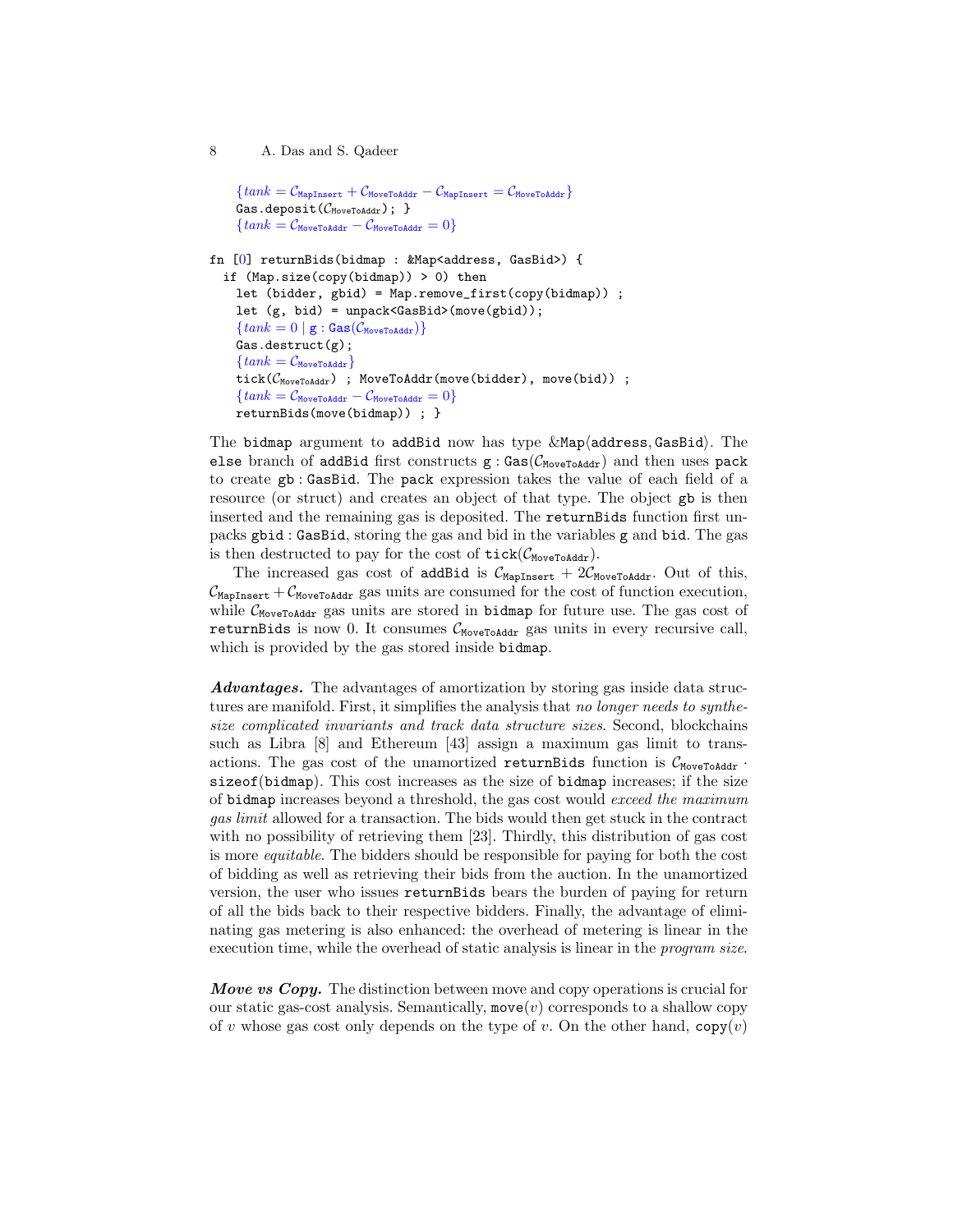```
    {tank = C_MapInsert + C_MoveToAddr − C_MapInsert = C_MoveToAddr}
    Gas.deposit(C_MoveToAddr); }
    {tank = C_MoveToAddr − C_MoveToAddr = 0}

fn [0] returnBids(bidmap : &Map<address, GasBid>) {
  if (Map.size(copy(bidmap)) > 0) then
    let (bidder, gbid) = Map.remove_first(copy(bidmap)) ;
    let (g, bid) = unpack<GasBid>(move(gbid));
    {tank = 0 | g : Gas(C_MoveToAddr)}
    Gas.destruct(g);
    {tank = C_MoveToAddr}
    tick(C_MoveToAddr) ; MoveToAddr(move(bidder), move(bid)) ;
    {tank = C_MoveToAddr − C_MoveToAddr = 0}
    returnBids(move(bidmap)) ; }
```

The `bidmap` argument to `addBid` now has type $\&\mathtt{Map}\langle\mathtt{address},\mathtt{GasBid}\rangle$. The `else` branch of `addBid` first constructs $\mathtt{g} : \mathtt{Gas}(\mathcal{C}_{\mathtt{MoveToAddr}})$ and then uses `pack` to create $\mathtt{gb} : \mathtt{GasBid}$. The `pack` expression takes the value of each field of a resource (or struct) and creates an object of that type. The object `gb` is then inserted and the remaining gas is deposited. The `returnBids` function first unpacks $\mathtt{gbid} : \mathtt{GasBid}$, storing the gas and bid in the variables `g` and `bid`. The gas is then destructed to pay for the cost of $\mathtt{tick}(\mathcal{C}_{\mathtt{MoveToAddr}})$.

The increased gas cost of `addBid` is $\mathcal{C}_{\mathtt{MapInsert}} + 2\mathcal{C}_{\mathtt{MoveToAddr}}$. Out of this, $\mathcal{C}_{\mathtt{MapInsert}} + \mathcal{C}_{\mathtt{MoveToAddr}}$ gas units are consumed for the cost of function execution, while $\mathcal{C}_{\mathtt{MoveToAddr}}$ gas units are stored in `bidmap` for future use. The gas cost of `returnBids` is now 0. It consumes $\mathcal{C}_{\mathtt{MoveToAddr}}$ gas units in every recursive call, which is provided by the gas stored inside `bidmap`.

***Advantages.*** The advantages of amortization by storing gas inside data structures are manifold. First, it simplifies the analysis that *no longer needs to synthesize complicated invariants and track data structure sizes*. Second, blockchains such as Libra [8] and Ethereum [43] assign a maximum gas limit to transactions. The gas cost of the unamortized `returnBids` function is $\mathcal{C}_{\mathtt{MoveToAddr}} \cdot \mathtt{sizeof}(\mathtt{bidmap})$. This cost increases as the size of `bidmap` increases; if the size of `bidmap` increases beyond a threshold, the gas cost would *exceed the maximum gas limit* allowed for a transaction. The bids would then get stuck in the contract with no possibility of retrieving them [23]. Thirdly, this distribution of gas cost is more *equitable*. The bidders should be responsible for paying for both the cost of bidding as well as retrieving their bids from the auction. In the unamortized version, the user who issues `returnBids` bears the burden of paying for return of all the bids back to their respective bidders. Finally, the advantage of eliminating gas metering is also enhanced: the overhead of metering is linear in the execution time, while the overhead of static analysis is linear in the *program size*.

***Move vs Copy.*** The distinction between move and copy operations is crucial for our static gas-cost analysis. Semantically, $\mathtt{move}(v)$ corresponds to a shallow copy of $v$ whose gas cost only depends on the type of $v$. On the other hand, $\mathtt{copy}(v)$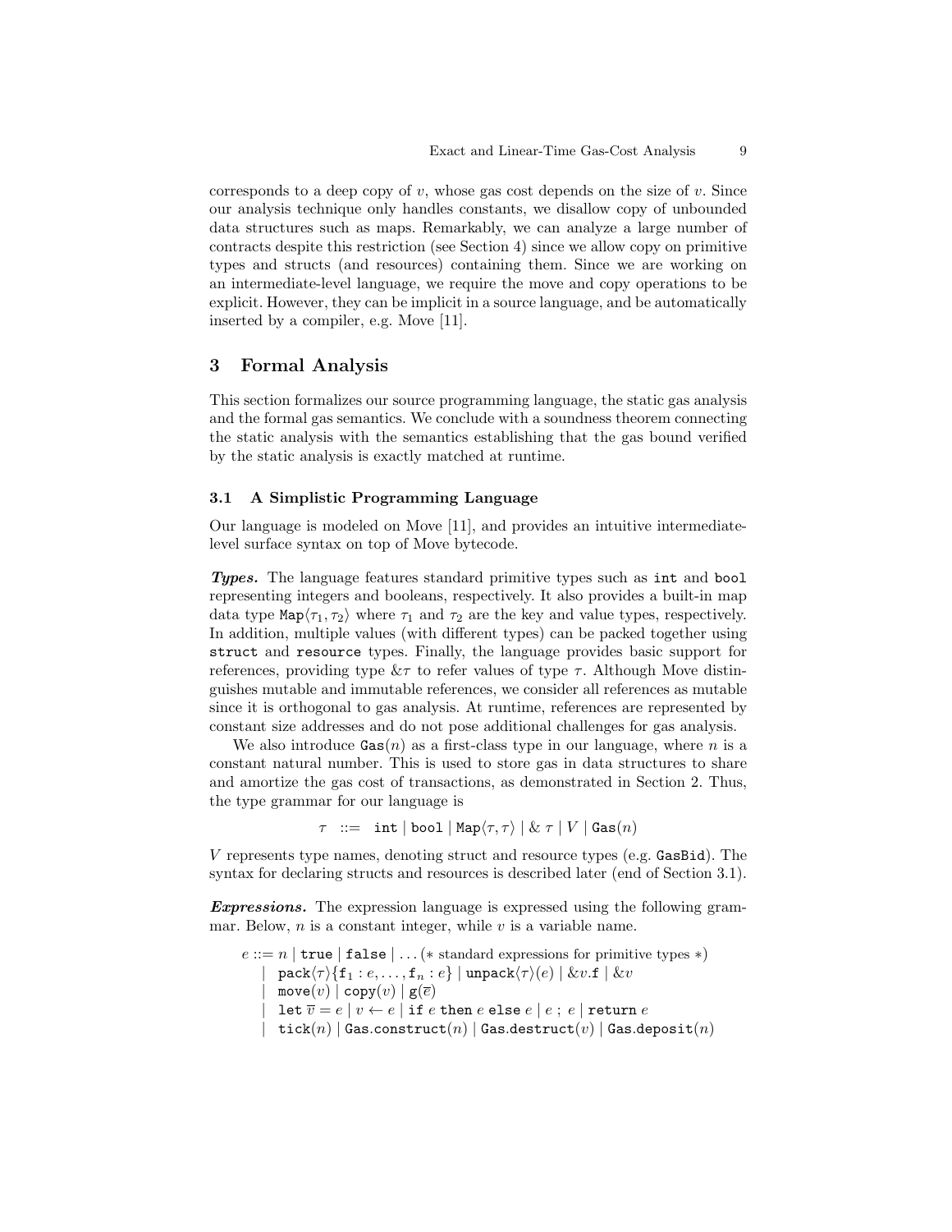corresponds to a deep copy of $v$, whose gas cost depends on the size of $v$. Since our analysis technique only handles constants, we disallow copy of unbounded data structures such as maps. Remarkably, we can analyze a large number of contracts despite this restriction (see Section 4) since we allow copy on primitive types and structs (and resources) containing them. Since we are working on an intermediate-level language, we require the move and copy operations to be explicit. However, they can be implicit in a source language, and be automatically inserted by a compiler, e.g. Move [11].

## 3 Formal Analysis

This section formalizes our source programming language, the static gas analysis and the formal gas semantics. We conclude with a soundness theorem connecting the static analysis with the semantics establishing that the gas bound verified by the static analysis is exactly matched at runtime.

### 3.1 A Simplistic Programming Language

Our language is modeled on Move [11], and provides an intuitive intermediate-level surface syntax on top of Move bytecode.

***Types.*** The language features standard primitive types such as `int` and `bool` representing integers and booleans, respectively. It also provides a built-in map data type $\texttt{Map}\langle \tau_1, \tau_2 \rangle$ where $\tau_1$ and $\tau_2$ are the key and value types, respectively. In addition, multiple values (with different types) can be packed together using `struct` and `resource` types. Finally, the language provides basic support for references, providing type $\&\tau$ to refer values of type $\tau$. Although Move distinguishes mutable and immutable references, we consider all references as mutable since it is orthogonal to gas analysis. At runtime, references are represented by constant size addresses and do not pose additional challenges for gas analysis.

We also introduce $\texttt{Gas}(n)$ as a first-class type in our language, where $n$ is a constant natural number. This is used to store gas in data structures to share and amortize the gas cost of transactions, as demonstrated in Section 2. Thus, the type grammar for our language is

$$\tau \ ::= \ \texttt{int} \mid \texttt{bool} \mid \texttt{Map}\langle \tau, \tau \rangle \mid \& \ \tau \mid V \mid \texttt{Gas}(n)$$

$V$ represents type names, denoting struct and resource types (e.g. `GasBid`). The syntax for declaring structs and resources is described later (end of Section 3.1).

***Expressions.*** The expression language is expressed using the following grammar. Below, $n$ is a constant integer, while $v$ is a variable name.

$$
\begin{aligned}
e ::= \ & n \mid \texttt{true} \mid \texttt{false} \mid \ldots \ (\text{* standard expressions for primitive types *}) \\
\mid \ & \texttt{pack}\langle \tau \rangle \{ \texttt{f}_1 : e, \ldots, \texttt{f}_n : e \} \mid \texttt{unpack}\langle \tau \rangle (e) \mid \&v.\texttt{f} \mid \&v \\
\mid \ & \texttt{move}(v) \mid \texttt{copy}(v) \mid \texttt{g}(\overline{e}) \\
\mid \ & \texttt{let} \ \overline{v} = e \mid v \leftarrow e \mid \texttt{if} \ e \ \texttt{then} \ e \ \texttt{else} \ e \mid e \ ; \ e \mid \texttt{return} \ e \\
\mid \ & \texttt{tick}(n) \mid \texttt{Gas.construct}(n) \mid \texttt{Gas.destruct}(v) \mid \texttt{Gas.deposit}(n)
\end{aligned}
$$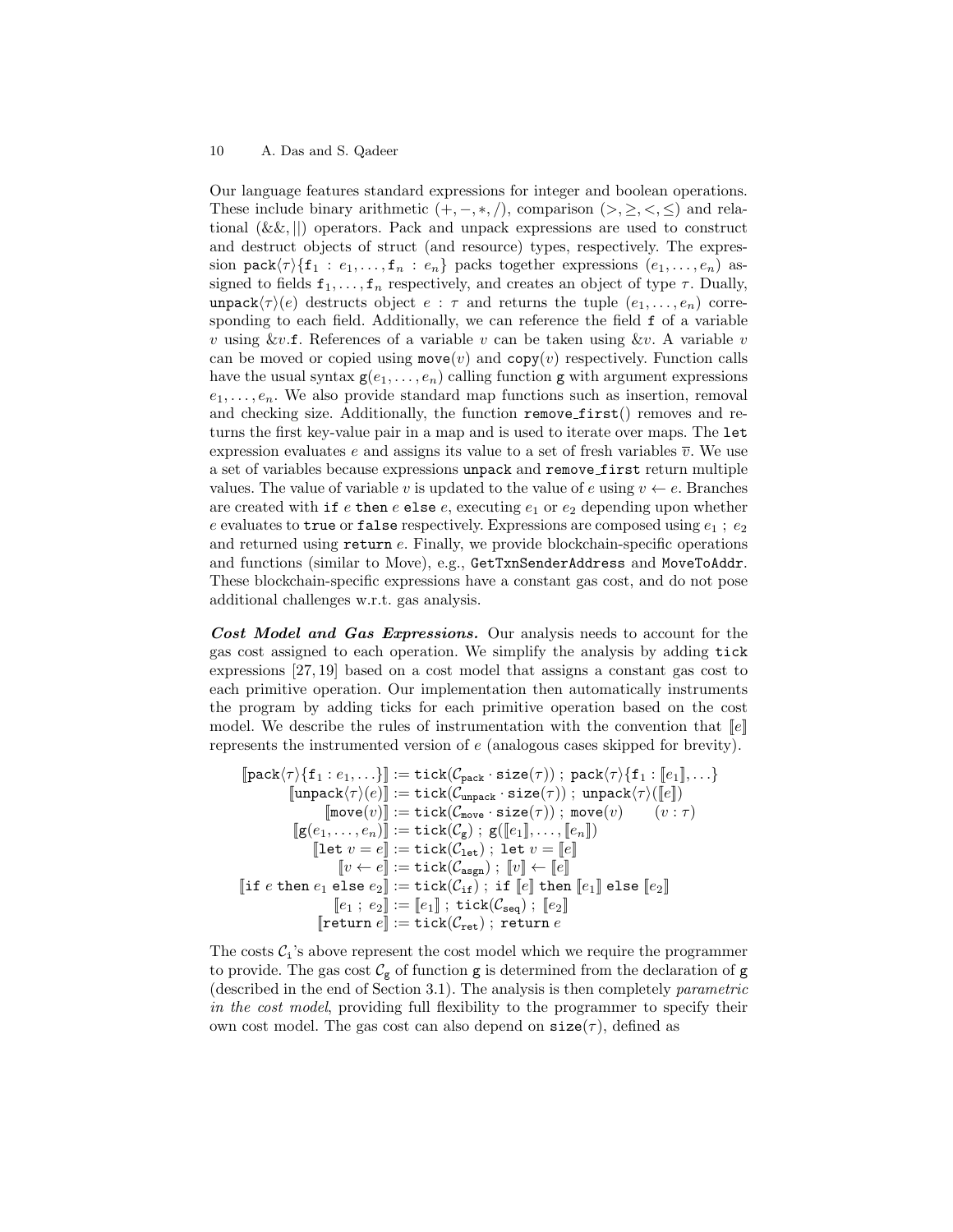Our language features standard expressions for integer and boolean operations. These include binary arithmetic $(+, -, *, /)$, comparison $(>, \geq, <, \leq)$ and relational $(\&\&, ||)$ operators. Pack and unpack expressions are used to construct and destruct objects of struct (and resource) types, respectively. The expression $\texttt{pack}\langle\tau\rangle\{\texttt{f}_1 : e_1, \ldots, \texttt{f}_n : e_n\}$ packs together expressions $(e_1, \ldots, e_n)$ assigned to fields $\texttt{f}_1, \ldots, \texttt{f}_n$ respectively, and creates an object of type $\tau$. Dually, $\texttt{unpack}\langle\tau\rangle(e)$ destructs object $e : \tau$ and returns the tuple $(e_1, \ldots, e_n)$ corresponding to each field. Additionally, we can reference the field $\texttt{f}$ of a variable $v$ using $\&v.\texttt{f}$. References of a variable $v$ can be taken using $\&v$. A variable $v$ can be moved or copied using $\texttt{move}(v)$ and $\texttt{copy}(v)$ respectively. Function calls have the usual syntax $\texttt{g}(e_1, \ldots, e_n)$ calling function $\texttt{g}$ with argument expressions $e_1, \ldots, e_n$. We also provide standard map functions such as insertion, removal and checking size. Additionally, the function `remove_first`() removes and returns the first key-value pair in a map and is used to iterate over maps. The `let` expression evaluates $e$ and assigns its value to a set of fresh variables $\overline{v}$. We use a set of variables because expressions `unpack` and `remove_first` return multiple values. The value of variable $v$ is updated to the value of $e$ using $v \leftarrow e$. Branches are created with `if` $e$ `then` $e$ `else` $e$, executing $e_1$ or $e_2$ depending upon whether $e$ evaluates to `true` or `false` respectively. Expressions are composed using $e_1 \,;\, e_2$ and returned using `return` $e$. Finally, we provide blockchain-specific operations and functions (similar to Move), e.g., `GetTxnSenderAddress` and `MoveToAddr`. These blockchain-specific expressions have a constant gas cost, and do not pose additional challenges w.r.t. gas analysis.

***Cost Model and Gas Expressions.*** Our analysis needs to account for the gas cost assigned to each operation. We simplify the analysis by adding `tick` expressions [27, 19] based on a cost model that assigns a constant gas cost to each primitive operation. Our implementation then automatically instruments the program by adding ticks for each primitive operation based on the cost model. We describe the rules of instrumentation with the convention that $[\![e]\!]$ represents the instrumented version of $e$ (analogous cases skipped for brevity).

$$
\begin{aligned}
[\![\texttt{pack}\langle\tau\rangle\{\texttt{f}_1 : e_1, \ldots\}]\!] &:= \texttt{tick}(\mathcal{C}_{\texttt{pack}} \cdot \texttt{size}(\tau)) \,;\, \texttt{pack}\langle\tau\rangle\{\texttt{f}_1 : [\![e_1]\!], \ldots\} \\
[\![\texttt{unpack}\langle\tau\rangle(e)]\!] &:= \texttt{tick}(\mathcal{C}_{\texttt{unpack}} \cdot \texttt{size}(\tau)) \,;\, \texttt{unpack}\langle\tau\rangle([\![e]\!]) \\
[\![\texttt{move}(v)]\!] &:= \texttt{tick}(\mathcal{C}_{\texttt{move}} \cdot \texttt{size}(\tau)) \,;\, \texttt{move}(v) \qquad (v : \tau) \\
[\![\texttt{g}(e_1, \ldots, e_n)]\!] &:= \texttt{tick}(\mathcal{C}_{\texttt{g}}) \,;\, \texttt{g}([\![e_1]\!], \ldots, [\![e_n]\!]) \\
[\![\texttt{let } v = e]\!] &:= \texttt{tick}(\mathcal{C}_{\texttt{let}}) \,;\, \texttt{let } v = [\![e]\!] \\
[\![v \leftarrow e]\!] &:= \texttt{tick}(\mathcal{C}_{\texttt{asgn}}) \,;\, [\![v]\!] \leftarrow [\![e]\!] \\
[\![\texttt{if } e \texttt{ then } e_1 \texttt{ else } e_2]\!] &:= \texttt{tick}(\mathcal{C}_{\texttt{if}}) \,;\, \texttt{if } [\![e]\!] \texttt{ then } [\![e_1]\!] \texttt{ else } [\![e_2]\!] \\
[\![e_1 \,;\, e_2]\!] &:= [\![e_1]\!] \,;\, \texttt{tick}(\mathcal{C}_{\texttt{seq}}) \,;\, [\![e_2]\!] \\
[\![\texttt{return } e]\!] &:= \texttt{tick}(\mathcal{C}_{\texttt{ret}}) \,;\, \texttt{return } e
\end{aligned}
$$

The costs $\mathcal{C}_{\texttt{i}}$'s above represent the cost model which we require the programmer to provide. The gas cost $\mathcal{C}_{\texttt{g}}$ of function $\texttt{g}$ is determined from the declaration of $\texttt{g}$ (described in the end of Section 3.1). The analysis is then completely *parametric in the cost model*, providing full flexibility to the programmer to specify their own cost model. The gas cost can also depend on $\texttt{size}(\tau)$, defined as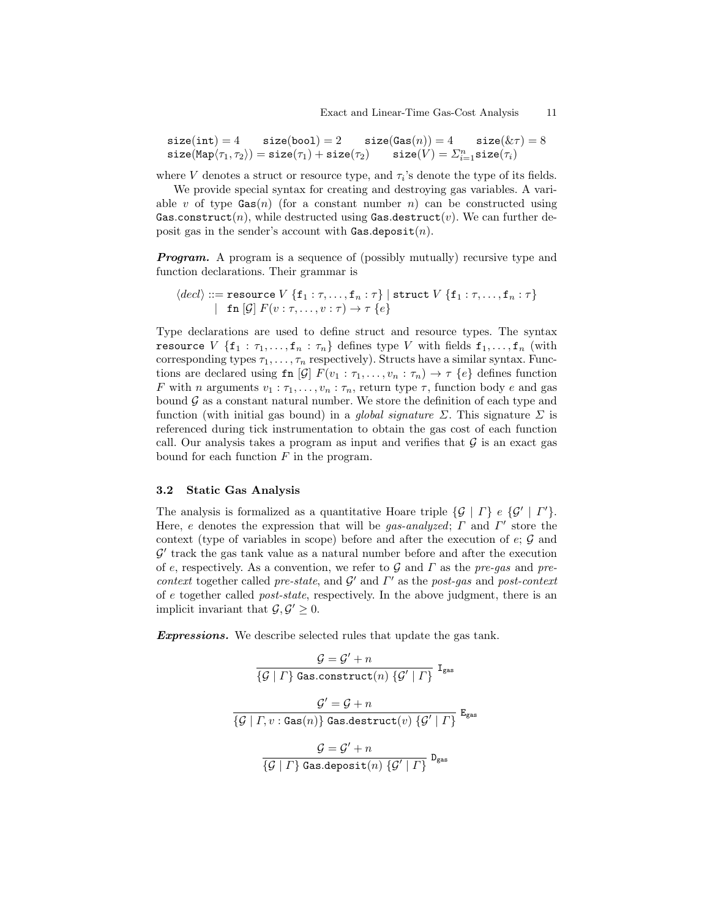$$\texttt{size}(\texttt{int}) = 4 \qquad \texttt{size}(\texttt{bool}) = 2 \qquad \texttt{size}(\texttt{Gas}(n)) = 4 \qquad \texttt{size}(\&\tau) = 8$$
$$\texttt{size}(\texttt{Map}\langle\tau_1, \tau_2\rangle) = \texttt{size}(\tau_1) + \texttt{size}(\tau_2) \qquad \texttt{size}(V) = \Sigma_{i=1}^{n}\texttt{size}(\tau_i)$$

where $V$ denotes a struct or resource type, and $\tau_i$'s denote the type of its fields.

We provide special syntax for creating and destroying gas variables. A variable $v$ of type $\texttt{Gas}(n)$ (for a constant number $n$) can be constructed using $\texttt{Gas.construct}(n)$, while destructed using $\texttt{Gas.destruct}(v)$. We can further deposit gas in the sender's account with $\texttt{Gas.deposit}(n)$.

***Program.*** A program is a sequence of (possibly mutually) recursive type and function declarations. Their grammar is

$$\begin{aligned} \langle decl \rangle ::= {} & \texttt{resource}\ V\ \{\texttt{f}_1 : \tau, \ldots, \texttt{f}_n : \tau\} \mid \texttt{struct}\ V\ \{\texttt{f}_1 : \tau, \ldots, \texttt{f}_n : \tau\} \\ \mid {} & \texttt{fn}\ [\mathcal{G}]\ F(v : \tau, \ldots, v : \tau) \rightarrow \tau\ \{e\} \end{aligned}$$

Type declarations are used to define struct and resource types. The syntax $\texttt{resource}\ V\ \{\texttt{f}_1 : \tau_1, \ldots, \texttt{f}_n : \tau_n\}$ defines type $V$ with fields $\texttt{f}_1, \ldots, \texttt{f}_n$ (with corresponding types $\tau_1, \ldots, \tau_n$ respectively). Structs have a similar syntax. Functions are declared using $\texttt{fn}\ [\mathcal{G}]\ F(v_1 : \tau_1, \ldots, v_n : \tau_n) \rightarrow \tau\ \{e\}$ defines function $F$ with $n$ arguments $v_1 : \tau_1, \ldots, v_n : \tau_n$, return type $\tau$, function body $e$ and gas bound $\mathcal{G}$ as a constant natural number. We store the definition of each type and function (with initial gas bound) in a *global signature* $\Sigma$. This signature $\Sigma$ is referenced during tick instrumentation to obtain the gas cost of each function call. Our analysis takes a program as input and verifies that $\mathcal{G}$ is an exact gas bound for each function $F$ in the program.

### 3.2 Static Gas Analysis

The analysis is formalized as a quantitative Hoare triple $\{\mathcal{G} \mid \Gamma\}\ e\ \{\mathcal{G}' \mid \Gamma'\}$. Here, $e$ denotes the expression that will be *gas-analyzed*; $\Gamma$ and $\Gamma'$ store the context (type of variables in scope) before and after the execution of $e$; $\mathcal{G}$ and $\mathcal{G}'$ track the gas tank value as a natural number before and after the execution of $e$, respectively. As a convention, we refer to $\mathcal{G}$ and $\Gamma$ as the *pre-gas* and *pre-context* together called *pre-state*, and $\mathcal{G}'$ and $\Gamma'$ as the *post-gas* and *post-context* of $e$ together called *post-state*, respectively. In the above judgment, there is an implicit invariant that $\mathcal{G}, \mathcal{G}' \geq 0$.

***Expressions.*** We describe selected rules that update the gas tank.

$$\frac{\mathcal{G} = \mathcal{G}' + n}{\{\mathcal{G} \mid \Gamma\}\ \texttt{Gas.construct}(n)\ \{\mathcal{G}' \mid \Gamma\}}\ \texttt{I}_{\texttt{gas}}$$

$$\frac{\mathcal{G}' = \mathcal{G} + n}{\{\mathcal{G} \mid \Gamma, v : \texttt{Gas}(n)\}\ \texttt{Gas.destruct}(v)\ \{\mathcal{G}' \mid \Gamma\}}\ \texttt{E}_{\texttt{gas}}$$

$$\frac{\mathcal{G} = \mathcal{G}' + n}{\{\mathcal{G} \mid \Gamma\}\ \texttt{Gas.deposit}(n)\ \{\mathcal{G}' \mid \Gamma\}}\ \texttt{D}_{\texttt{gas}}$$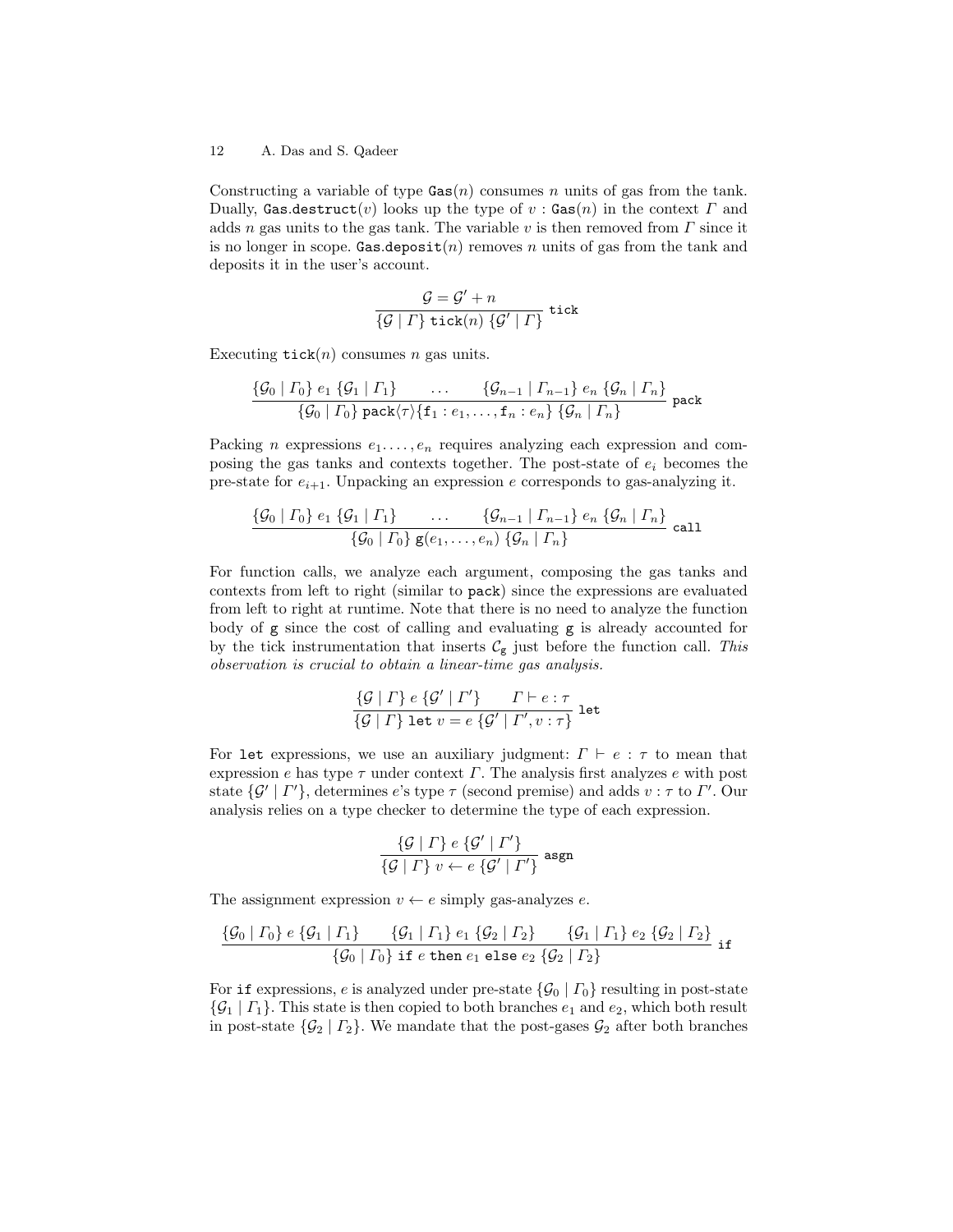Constructing a variable of type $\texttt{Gas}(n)$ consumes $n$ units of gas from the tank. Dually, $\texttt{Gas.destruct}(v)$ looks up the type of $v : \texttt{Gas}(n)$ in the context $\Gamma$ and adds $n$ gas units to the gas tank. The variable $v$ is then removed from $\Gamma$ since it is no longer in scope. $\texttt{Gas.deposit}(n)$ removes $n$ units of gas from the tank and deposits it in the user's account.

$$\frac{\mathcal{G} = \mathcal{G}' + n}{\{\mathcal{G} \mid \Gamma\}\ \texttt{tick}(n)\ \{\mathcal{G}' \mid \Gamma\}}\ \texttt{tick}$$

Executing $\texttt{tick}(n)$ consumes $n$ gas units.

$$\frac{\{\mathcal{G}_0 \mid \Gamma_0\}\ e_1\ \{\mathcal{G}_1 \mid \Gamma_1\} \qquad \ldots \qquad \{\mathcal{G}_{n-1} \mid \Gamma_{n-1}\}\ e_n\ \{\mathcal{G}_n \mid \Gamma_n\}}{\{\mathcal{G}_0 \mid \Gamma_0\}\ \texttt{pack}\langle\tau\rangle\{\texttt{f}_1 : e_1, \ldots, \texttt{f}_n : e_n\}\ \{\mathcal{G}_n \mid \Gamma_n\}}\ \texttt{pack}$$

Packing $n$ expressions $e_1 \ldots, e_n$ requires analyzing each expression and composing the gas tanks and contexts together. The post-state of $e_i$ becomes the pre-state for $e_{i+1}$. Unpacking an expression $e$ corresponds to gas-analyzing it.

$$\frac{\{\mathcal{G}_0 \mid \Gamma_0\}\ e_1\ \{\mathcal{G}_1 \mid \Gamma_1\} \qquad \ldots \qquad \{\mathcal{G}_{n-1} \mid \Gamma_{n-1}\}\ e_n\ \{\mathcal{G}_n \mid \Gamma_n\}}{\{\mathcal{G}_0 \mid \Gamma_0\}\ \texttt{g}(e_1, \ldots, e_n)\ \{\mathcal{G}_n \mid \Gamma_n\}}\ \texttt{call}$$

For function calls, we analyze each argument, composing the gas tanks and contexts from left to right (similar to `pack`) since the expressions are evaluated from left to right at runtime. Note that there is no need to analyze the function body of `g` since the cost of calling and evaluating `g` is already accounted for by the tick instrumentation that inserts $\mathcal{C}_{\texttt{g}}$ just before the function call. *This observation is crucial to obtain a linear-time gas analysis.*

$$\frac{\{\mathcal{G} \mid \Gamma\}\ e\ \{\mathcal{G}' \mid \Gamma'\} \qquad \Gamma \vdash e : \tau}{\{\mathcal{G} \mid \Gamma\}\ \texttt{let}\ v = e\ \{\mathcal{G}' \mid \Gamma', v : \tau\}}\ \texttt{let}$$

For `let` expressions, we use an auxiliary judgment: $\Gamma \vdash e : \tau$ to mean that expression $e$ has type $\tau$ under context $\Gamma$. The analysis first analyzes $e$ with post state $\{\mathcal{G}' \mid \Gamma'\}$, determines $e$'s type $\tau$ (second premise) and adds $v : \tau$ to $\Gamma'$. Our analysis relies on a type checker to determine the type of each expression.

$$\frac{\{\mathcal{G} \mid \Gamma\}\ e\ \{\mathcal{G}' \mid \Gamma'\}}{\{\mathcal{G} \mid \Gamma\}\ v \leftarrow e\ \{\mathcal{G}' \mid \Gamma'\}}\ \texttt{asgn}$$

The assignment expression $v \leftarrow e$ simply gas-analyzes $e$.

$$\frac{\{\mathcal{G}_0 \mid \Gamma_0\}\ e\ \{\mathcal{G}_1 \mid \Gamma_1\} \qquad \{\mathcal{G}_1 \mid \Gamma_1\}\ e_1\ \{\mathcal{G}_2 \mid \Gamma_2\} \qquad \{\mathcal{G}_1 \mid \Gamma_1\}\ e_2\ \{\mathcal{G}_2 \mid \Gamma_2\}}{\{\mathcal{G}_0 \mid \Gamma_0\}\ \texttt{if}\ e\ \texttt{then}\ e_1\ \texttt{else}\ e_2\ \{\mathcal{G}_2 \mid \Gamma_2\}}\ \texttt{if}$$

For `if` expressions, $e$ is analyzed under pre-state $\{\mathcal{G}_0 \mid \Gamma_0\}$ resulting in post-state $\{\mathcal{G}_1 \mid \Gamma_1\}$. This state is then copied to both branches $e_1$ and $e_2$, which both result in post-state $\{\mathcal{G}_2 \mid \Gamma_2\}$. We mandate that the post-gases $\mathcal{G}_2$ after both branches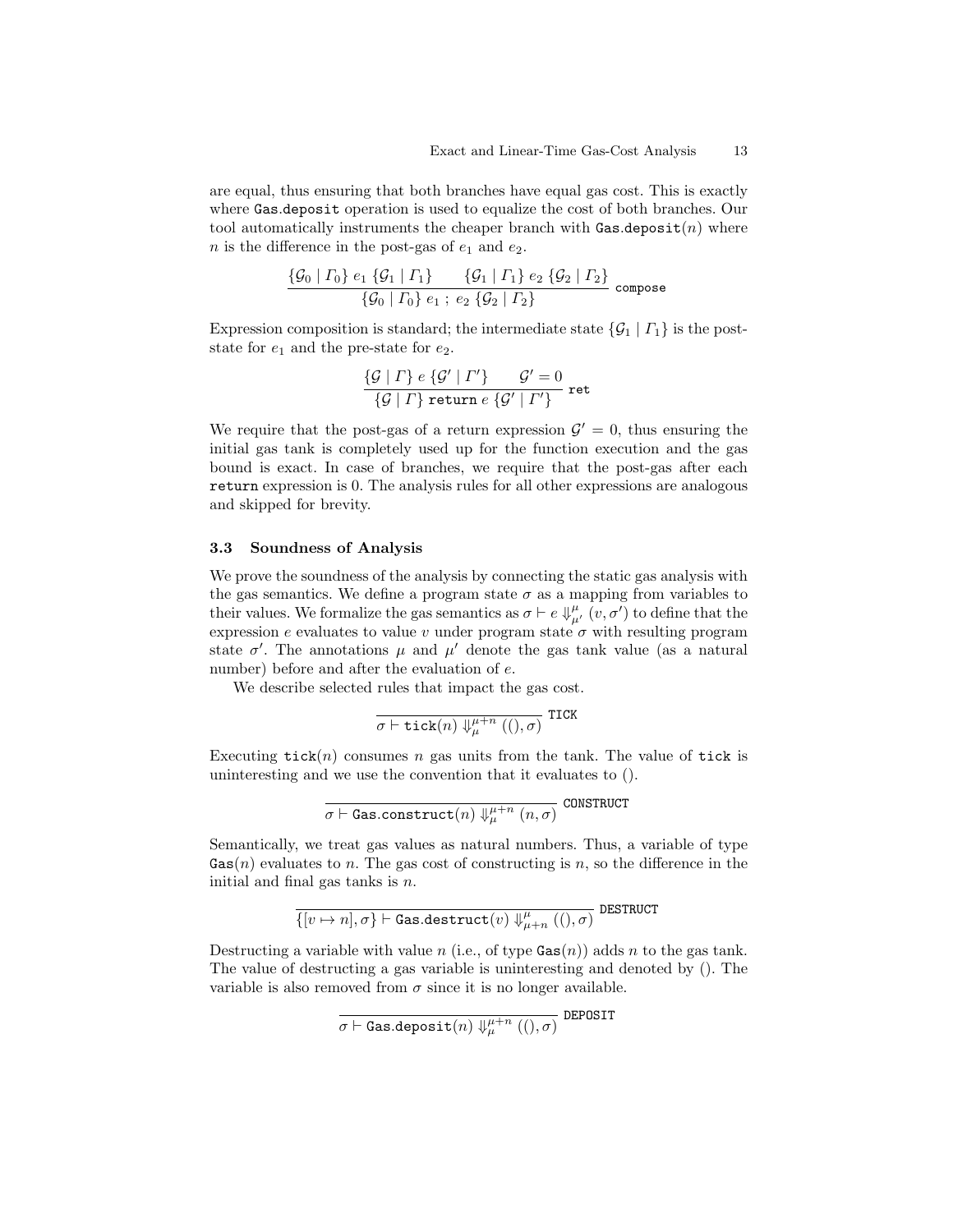are equal, thus ensuring that both branches have equal gas cost. This is exactly where Gas.deposit operation is used to equalize the cost of both branches. Our tool automatically instruments the cheaper branch with $\texttt{Gas.deposit}(n)$ where $n$ is the difference in the post-gas of $e_1$ and $e_2$.

$$\frac{\{\mathcal{G}_0 \mid \Gamma_0\}\ e_1\ \{\mathcal{G}_1 \mid \Gamma_1\} \qquad \{\mathcal{G}_1 \mid \Gamma_1\}\ e_2\ \{\mathcal{G}_2 \mid \Gamma_2\}}{\{\mathcal{G}_0 \mid \Gamma_0\}\ e_1\ ;\ e_2\ \{\mathcal{G}_2 \mid \Gamma_2\}}\ \texttt{compose}$$

Expression composition is standard; the intermediate state $\{\mathcal{G}_1 \mid \Gamma_1\}$ is the post-state for $e_1$ and the pre-state for $e_2$.

$$\frac{\{\mathcal{G} \mid \Gamma\}\ e\ \{\mathcal{G}' \mid \Gamma'\} \qquad \mathcal{G}' = 0}{\{\mathcal{G} \mid \Gamma\}\ \texttt{return}\ e\ \{\mathcal{G}' \mid \Gamma'\}}\ \texttt{ret}$$

We require that the post-gas of a return expression $\mathcal{G}' = 0$, thus ensuring the initial gas tank is completely used up for the function execution and the gas bound is exact. In case of branches, we require that the post-gas after each return expression is 0. The analysis rules for all other expressions are analogous and skipped for brevity.

### 3.3 Soundness of Analysis

We prove the soundness of the analysis by connecting the static gas analysis with the gas semantics. We define a program state $\sigma$ as a mapping from variables to their values. We formalize the gas semantics as $\sigma \vdash e \Downarrow^{\mu}_{\mu'} (v, \sigma')$ to define that the expression $e$ evaluates to value $v$ under program state $\sigma$ with resulting program state $\sigma'$. The annotations $\mu$ and $\mu'$ denote the gas tank value (as a natural number) before and after the evaluation of $e$.

We describe selected rules that impact the gas cost.

$$\frac{}{\sigma \vdash \texttt{tick}(n) \Downarrow^{\mu+n}_{\mu} ((), \sigma)}\ \texttt{TICK}$$

Executing $\texttt{tick}(n)$ consumes $n$ gas units from the tank. The value of tick is uninteresting and we use the convention that it evaluates to ().

$$\frac{}{\sigma \vdash \texttt{Gas.construct}(n) \Downarrow^{\mu+n}_{\mu} (n, \sigma)}\ \texttt{CONSTRUCT}$$

Semantically, we treat gas values as natural numbers. Thus, a variable of type $\texttt{Gas}(n)$ evaluates to $n$. The gas cost of constructing is $n$, so the difference in the initial and final gas tanks is $n$.

$$\frac{}{\{[v \mapsto n], \sigma\} \vdash \texttt{Gas.destruct}(v) \Downarrow^{\mu}_{\mu+n} ((), \sigma)}\ \texttt{DESTRUCT}$$

Destructing a variable with value $n$ (i.e., of type $\texttt{Gas}(n)$) adds $n$ to the gas tank. The value of destructing a gas variable is uninteresting and denoted by (). The variable is also removed from $\sigma$ since it is no longer available.

$$\frac{}{\sigma \vdash \texttt{Gas.deposit}(n) \Downarrow^{\mu+n}_{\mu} ((), \sigma)}\ \texttt{DEPOSIT}$$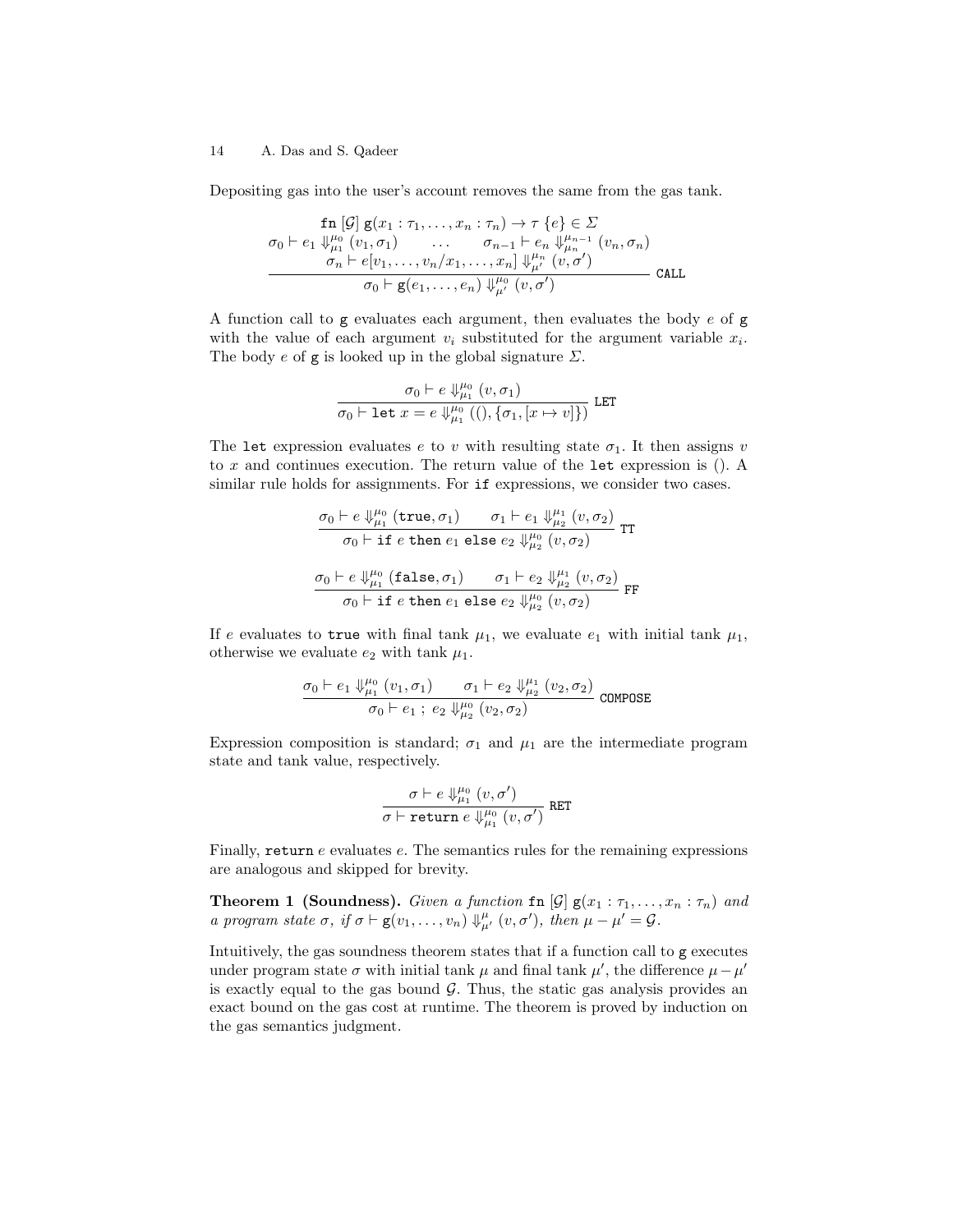Depositing gas into the user's account removes the same from the gas tank.

$$\frac{\begin{array}{c}\texttt{fn}\ [\mathcal{G}]\ \texttt{g}(x_1 : \tau_1, \ldots, x_n : \tau_n) \rightarrow \tau\ \{e\} \in \Sigma \\ \sigma_0 \vdash e_1 \Downarrow^{\mu_0}_{\mu_1} (v_1, \sigma_1) \qquad \ldots \qquad \sigma_{n-1} \vdash e_n \Downarrow^{\mu_{n-1}}_{\mu_n} (v_n, \sigma_n) \\ \sigma_n \vdash e[v_1, \ldots, v_n / x_1, \ldots, x_n] \Downarrow^{\mu_n}_{\mu'} (v, \sigma')\end{array}}{\sigma_0 \vdash \texttt{g}(e_1, \ldots, e_n) \Downarrow^{\mu_0}_{\mu'} (v, \sigma')}\ \texttt{CALL}$$

A function call to $\texttt{g}$ evaluates each argument, then evaluates the body $e$ of $\texttt{g}$ with the value of each argument $v_i$ substituted for the argument variable $x_i$. The body $e$ of $\texttt{g}$ is looked up in the global signature $\Sigma$.

$$\frac{\sigma_0 \vdash e \Downarrow^{\mu_0}_{\mu_1} (v, \sigma_1)}{\sigma_0 \vdash \texttt{let}\ x = e \Downarrow^{\mu_0}_{\mu_1} ((), \{\sigma_1, [x \mapsto v]\})}\ \texttt{LET}$$

The $\texttt{let}$ expression evaluates $e$ to $v$ with resulting state $\sigma_1$. It then assigns $v$ to $x$ and continues execution. The return value of the $\texttt{let}$ expression is $()$. A similar rule holds for assignments. For $\texttt{if}$ expressions, we consider two cases.

$$\frac{\sigma_0 \vdash e \Downarrow^{\mu_0}_{\mu_1} (\texttt{true}, \sigma_1) \qquad \sigma_1 \vdash e_1 \Downarrow^{\mu_1}_{\mu_2} (v, \sigma_2)}{\sigma_0 \vdash \texttt{if}\ e\ \texttt{then}\ e_1\ \texttt{else}\ e_2 \Downarrow^{\mu_0}_{\mu_2} (v, \sigma_2)}\ \texttt{TT}$$

$$\frac{\sigma_0 \vdash e \Downarrow^{\mu_0}_{\mu_1} (\texttt{false}, \sigma_1) \qquad \sigma_1 \vdash e_2 \Downarrow^{\mu_1}_{\mu_2} (v, \sigma_2)}{\sigma_0 \vdash \texttt{if}\ e\ \texttt{then}\ e_1\ \texttt{else}\ e_2 \Downarrow^{\mu_0}_{\mu_2} (v, \sigma_2)}\ \texttt{FF}$$

If $e$ evaluates to $\texttt{true}$ with final tank $\mu_1$, we evaluate $e_1$ with initial tank $\mu_1$, otherwise we evaluate $e_2$ with tank $\mu_1$.

$$\frac{\sigma_0 \vdash e_1 \Downarrow^{\mu_0}_{\mu_1} (v_1, \sigma_1) \qquad \sigma_1 \vdash e_2 \Downarrow^{\mu_1}_{\mu_2} (v_2, \sigma_2)}{\sigma_0 \vdash e_1\ ;\ e_2 \Downarrow^{\mu_0}_{\mu_2} (v_2, \sigma_2)}\ \texttt{COMPOSE}$$

Expression composition is standard; $\sigma_1$ and $\mu_1$ are the intermediate program state and tank value, respectively.

$$\frac{\sigma \vdash e \Downarrow^{\mu_0}_{\mu_1} (v, \sigma')}{\sigma \vdash \texttt{return}\ e \Downarrow^{\mu_0}_{\mu_1} (v, \sigma')}\ \texttt{RET}$$

Finally, $\texttt{return}\ e$ evaluates $e$. The semantics rules for the remaining expressions are analogous and skipped for brevity.

**Theorem 1 (Soundness).** *Given a function* $\texttt{fn}\ [\mathcal{G}]\ \texttt{g}(x_1 : \tau_1, \ldots, x_n : \tau_n)$ *and a program state* $\sigma$*, if* $\sigma \vdash \texttt{g}(v_1, \ldots, v_n) \Downarrow^{\mu}_{\mu'} (v, \sigma')$*, then* $\mu - \mu' = \mathcal{G}$*.*

Intuitively, the gas soundness theorem states that if a function call to $\texttt{g}$ executes under program state $\sigma$ with initial tank $\mu$ and final tank $\mu'$, the difference $\mu - \mu'$ is exactly equal to the gas bound $\mathcal{G}$. Thus, the static gas analysis provides an exact bound on the gas cost at runtime. The theorem is proved by induction on the gas semantics judgment.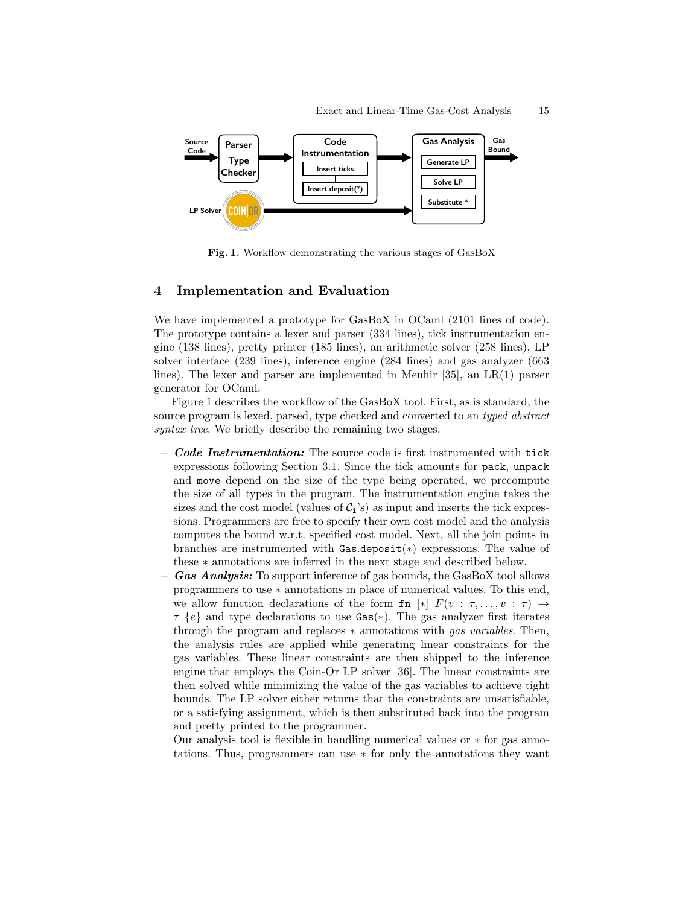Source Code

Parser

Type Checker

Code Instrumentation

Insert ticks

Insert deposit(*)

Gas Analysis

Generate LP

Solve LP

Substitute *

Gas Bound

LP Solver

COIN|OR

**Fig. 1.** Workflow demonstrating the various stages of GasBoX

## 4 Implementation and Evaluation

We have implemented a prototype for GasBoX in OCaml (2101 lines of code). The prototype contains a lexer and parser (334 lines), tick instrumentation engine (138 lines), pretty printer (185 lines), an arithmetic solver (258 lines), LP solver interface (239 lines), inference engine (284 lines) and gas analyzer (663 lines). The lexer and parser are implemented in Menhir [35], an LR(1) parser generator for OCaml.

Figure 1 describes the workflow of the GasBoX tool. First, as is standard, the source program is lexed, parsed, type checked and converted to an *typed abstract syntax tree*. We briefly describe the remaining two stages.

- ***Code Instrumentation:*** The source code is first instrumented with `tick` expressions following Section 3.1. Since the tick amounts for `pack`, `unpack` and `move` depend on the size of the type being operated, we precompute the size of all types in the program. The instrumentation engine takes the sizes and the cost model (values of $\mathcal{C}_\mathtt{i}$'s) as input and inserts the tick expressions. Programmers are free to specify their own cost model and the analysis computes the bound w.r.t. specified cost model. Next, all the join points in branches are instrumented with `Gas.deposit`$(*)$ expressions. The value of these $*$ annotations are inferred in the next stage and described below.
- ***Gas Analysis:*** To support inference of gas bounds, the GasBoX tool allows programmers to use $*$ annotations in place of numerical values. To this end, we allow function declarations of the form `fn` $[*]\ F(v : \tau, \ldots, v : \tau) \rightarrow \tau\ \{e\}$ and type declarations to use `Gas`$(*)$. The gas analyzer first iterates through the program and replaces $*$ annotations with *gas variables*. Then, the analysis rules are applied while generating linear constraints for the gas variables. These linear constraints are then shipped to the inference engine that employs the Coin-Or LP solver [36]. The linear constraints are then solved while minimizing the value of the gas variables to achieve tight bounds. The LP solver either returns that the constraints are unsatisfiable, or a satisfying assignment, which is then substituted back into the program and pretty printed to the programmer.

  Our analysis tool is flexible in handling numerical values or $*$ for gas annotations. Thus, programmers can use $*$ for only the annotations they want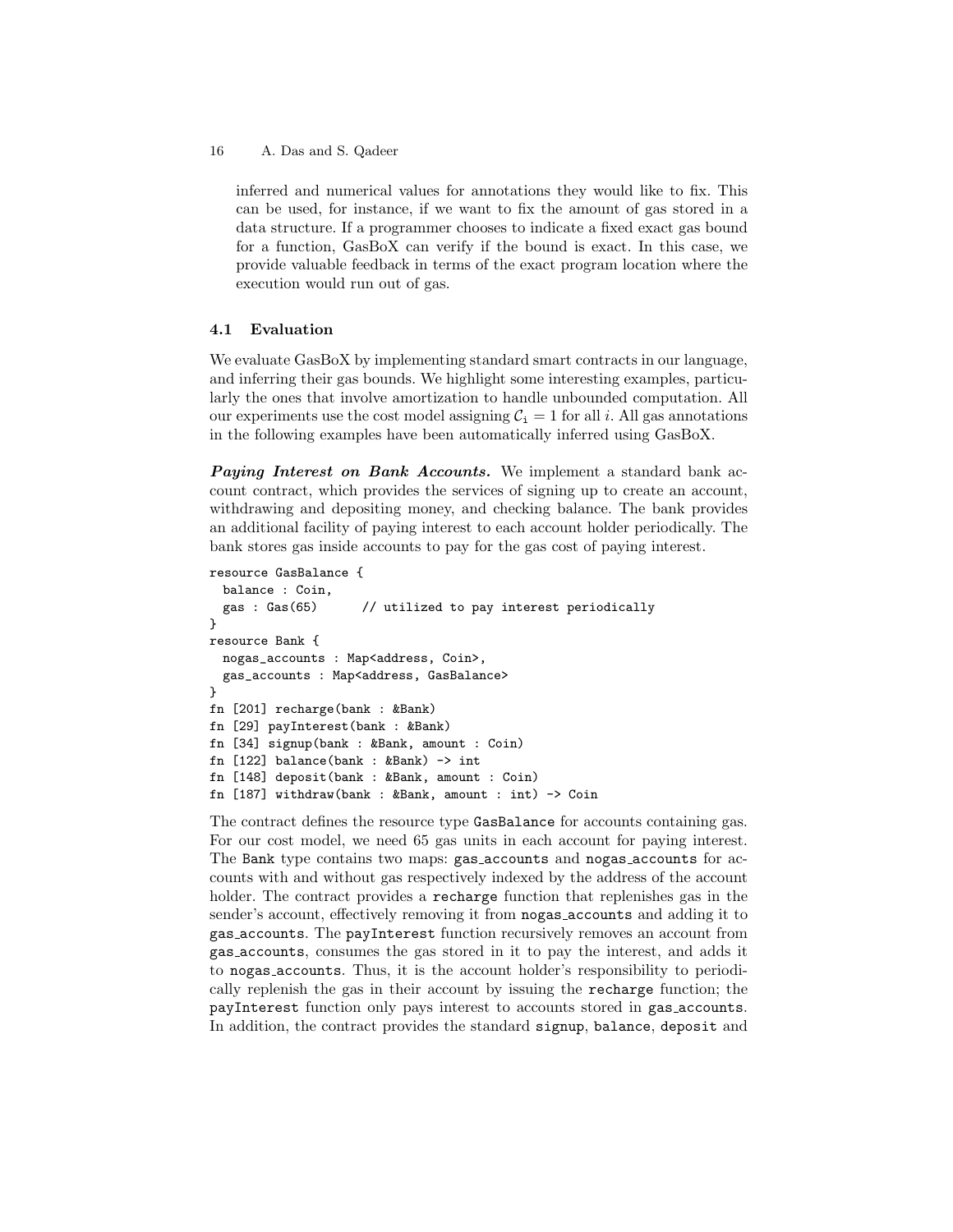inferred and numerical values for annotations they would like to fix. This can be used, for instance, if we want to fix the amount of gas stored in a data structure. If a programmer chooses to indicate a fixed exact gas bound for a function, GasBoX can verify if the bound is exact. In this case, we provide valuable feedback in terms of the exact program location where the execution would run out of gas.

### 4.1 Evaluation

We evaluate GasBoX by implementing standard smart contracts in our language, and inferring their gas bounds. We highlight some interesting examples, particularly the ones that involve amortization to handle unbounded computation. All our experiments use the cost model assigning $\mathcal{C}_{\mathtt{i}} = 1$ for all $i$. All gas annotations in the following examples have been automatically inferred using GasBoX.

***Paying Interest on Bank Accounts.*** We implement a standard bank account contract, which provides the services of signing up to create an account, withdrawing and depositing money, and checking balance. The bank provides an additional facility of paying interest to each account holder periodically. The bank stores gas inside accounts to pay for the gas cost of paying interest.

```
resource GasBalance {
  balance : Coin,
  gas : Gas(65)      // utilized to pay interest periodically
}
resource Bank {
  nogas_accounts : Map<address, Coin>,
  gas_accounts : Map<address, GasBalance>
}
fn [201] recharge(bank : &Bank)
fn [29] payInterest(bank : &Bank)
fn [34] signup(bank : &Bank, amount : Coin)
fn [122] balance(bank : &Bank) -> int
fn [148] deposit(bank : &Bank, amount : Coin)
fn [187] withdraw(bank : &Bank, amount : int) -> Coin
```

The contract defines the resource type `GasBalance` for accounts containing gas. For our cost model, we need 65 gas units in each account for paying interest. The `Bank` type contains two maps: `gas_accounts` and `nogas_accounts` for accounts with and without gas respectively indexed by the address of the account holder. The contract provides a `recharge` function that replenishes gas in the sender's account, effectively removing it from `nogas_accounts` and adding it to `gas_accounts`. The `payInterest` function recursively removes an account from `gas_accounts`, consumes the gas stored in it to pay the interest, and adds it to `nogas_accounts`. Thus, it is the account holder's responsibility to periodically replenish the gas in their account by issuing the `recharge` function; the `payInterest` function only pays interest to accounts stored in `gas_accounts`. In addition, the contract provides the standard `signup`, `balance`, `deposit` and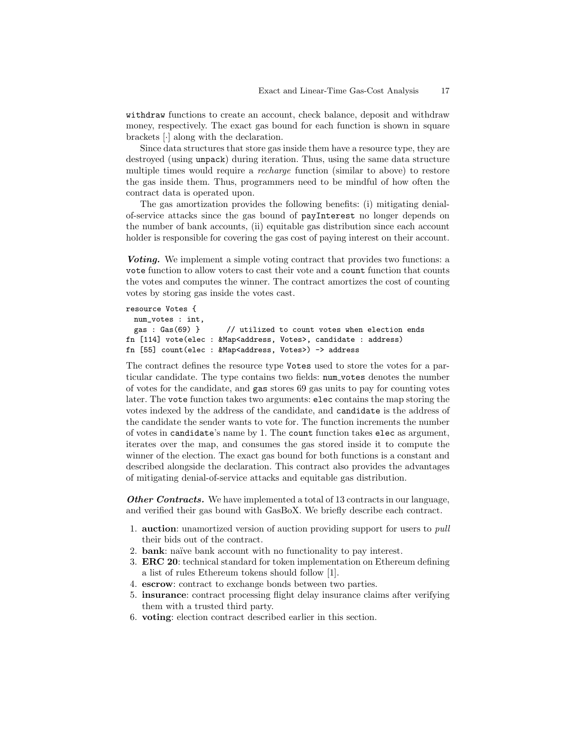withdraw functions to create an account, check balance, deposit and withdraw money, respectively. The exact gas bound for each function is shown in square brackets [·] along with the declaration.

Since data structures that store gas inside them have a resource type, they are destroyed (using unpack) during iteration. Thus, using the same data structure multiple times would require a *recharge* function (similar to above) to restore the gas inside them. Thus, programmers need to be mindful of how often the contract data is operated upon.

The gas amortization provides the following benefits: (i) mitigating denial-of-service attacks since the gas bound of payInterest no longer depends on the number of bank accounts, (ii) equitable gas distribution since each account holder is responsible for covering the gas cost of paying interest on their account.

***Voting.*** We implement a simple voting contract that provides two functions: a vote function to allow voters to cast their vote and a count function that counts the votes and computes the winner. The contract amortizes the cost of counting votes by storing gas inside the votes cast.

```
resource Votes {
  num_votes : int,
  gas : Gas(69) }      // utilized to count votes when election ends
fn [114] vote(elec : &Map<address, Votes>, candidate : address)
fn [55] count(elec : &Map<address, Votes>) -> address
```

The contract defines the resource type Votes used to store the votes for a particular candidate. The type contains two fields: num_votes denotes the number of votes for the candidate, and gas stores 69 gas units to pay for counting votes later. The vote function takes two arguments: elec contains the map storing the votes indexed by the address of the candidate, and candidate is the address of the candidate the sender wants to vote for. The function increments the number of votes in candidate's name by 1. The count function takes elec as argument, iterates over the map, and consumes the gas stored inside it to compute the winner of the election. The exact gas bound for both functions is a constant and described alongside the declaration. This contract also provides the advantages of mitigating denial-of-service attacks and equitable gas distribution.

***Other Contracts.*** We have implemented a total of 13 contracts in our language, and verified their gas bound with GasBoX. We briefly describe each contract.

1. **auction**: unamortized version of auction providing support for users to *pull* their bids out of the contract.
2. **bank**: naïve bank account with no functionality to pay interest.
3. **ERC 20**: technical standard for token implementation on Ethereum defining a list of rules Ethereum tokens should follow [1].
4. **escrow**: contract to exchange bonds between two parties.
5. **insurance**: contract processing flight delay insurance claims after verifying them with a trusted third party.
6. **voting**: election contract described earlier in this section.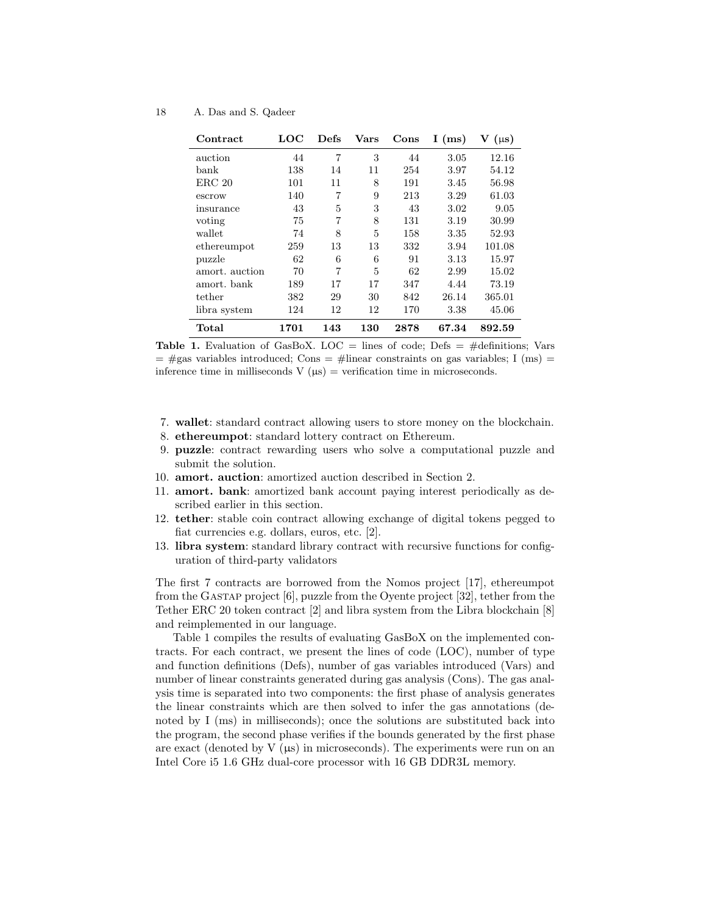| Contract | LOC | Defs | Vars | Cons | I (ms) | V (μs) |
|---|---|---|---|---|---|---|
| auction | 44 | 7 | 3 | 44 | 3.05 | 12.16 |
| bank | 138 | 14 | 11 | 254 | 3.97 | 54.12 |
| ERC 20 | 101 | 11 | 8 | 191 | 3.45 | 56.98 |
| escrow | 140 | 7 | 9 | 213 | 3.29 | 61.03 |
| insurance | 43 | 5 | 3 | 43 | 3.02 | 9.05 |
| voting | 75 | 7 | 8 | 131 | 3.19 | 30.99 |
| wallet | 74 | 8 | 5 | 158 | 3.35 | 52.93 |
| ethereumpot | 259 | 13 | 13 | 332 | 3.94 | 101.08 |
| puzzle | 62 | 6 | 6 | 91 | 3.13 | 15.97 |
| amort. auction | 70 | 7 | 5 | 62 | 2.99 | 15.02 |
| amort. bank | 189 | 17 | 17 | 347 | 4.44 | 73.19 |
| tether | 382 | 29 | 30 | 842 | 26.14 | 365.01 |
| libra system | 124 | 12 | 12 | 170 | 3.38 | 45.06 |
| **Total** | **1701** | **143** | **130** | **2878** | **67.34** | **892.59** |

**Table 1.** Evaluation of GasBoX. LOC = lines of code; Defs = #definitions; Vars = #gas variables introduced; Cons = #linear constraints on gas variables; I (ms) = inference time in milliseconds V (μs) = verification time in microseconds.

7. **wallet**: standard contract allowing users to store money on the blockchain.
8. **ethereumpot**: standard lottery contract on Ethereum.
9. **puzzle**: contract rewarding users who solve a computational puzzle and submit the solution.
10. **amort. auction**: amortized auction described in Section 2.
11. **amort. bank**: amortized bank account paying interest periodically as described earlier in this section.
12. **tether**: stable coin contract allowing exchange of digital tokens pegged to fiat currencies e.g. dollars, euros, etc. [2].
13. **libra system**: standard library contract with recursive functions for configuration of third-party validators

The first 7 contracts are borrowed from the Nomos project [17], ethereumpot from the Gastap project [6], puzzle from the Oyente project [32], tether from the Tether ERC 20 token contract [2] and libra system from the Libra blockchain [8] and reimplemented in our language.

Table 1 compiles the results of evaluating GasBoX on the implemented contracts. For each contract, we present the lines of code (LOC), number of type and function definitions (Defs), number of gas variables introduced (Vars) and number of linear constraints generated during gas analysis (Cons). The gas analysis time is separated into two components: the first phase of analysis generates the linear constraints which are then solved to infer the gas annotations (denoted by I (ms) in milliseconds); once the solutions are substituted back into the program, the second phase verifies if the bounds generated by the first phase are exact (denoted by V (μs) in microseconds). The experiments were run on an Intel Core i5 1.6 GHz dual-core processor with 16 GB DDR3L memory.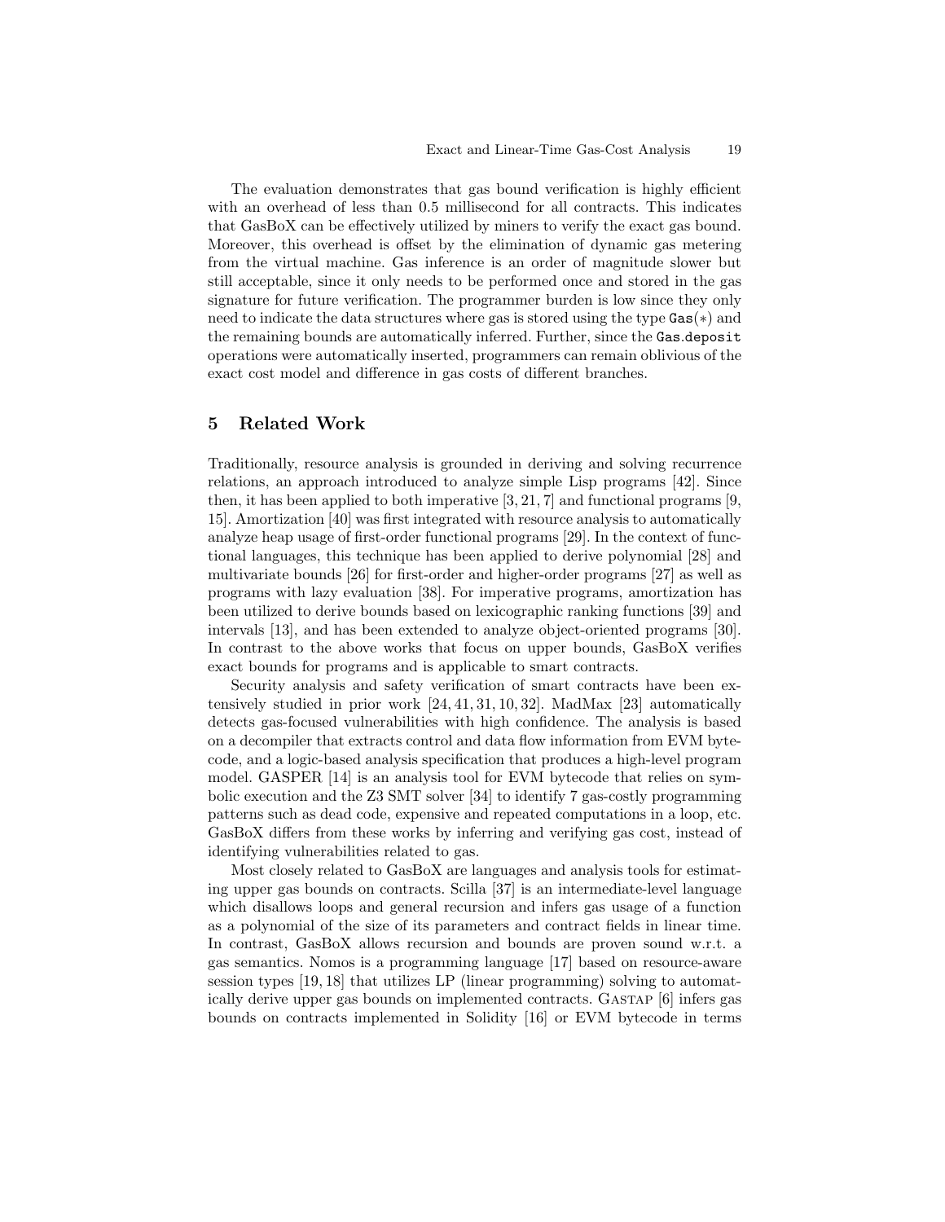The evaluation demonstrates that gas bound verification is highly efficient with an overhead of less than 0.5 millisecond for all contracts. This indicates that GasBoX can be effectively utilized by miners to verify the exact gas bound. Moreover, this overhead is offset by the elimination of dynamic gas metering from the virtual machine. Gas inference is an order of magnitude slower but still acceptable, since it only needs to be performed once and stored in the gas signature for future verification. The programmer burden is low since they only need to indicate the data structures where gas is stored using the type `Gas`($*$) and the remaining bounds are automatically inferred. Further, since the `Gas.deposit` operations were automatically inserted, programmers can remain oblivious of the exact cost model and difference in gas costs of different branches.

## 5 Related Work

Traditionally, resource analysis is grounded in deriving and solving recurrence relations, an approach introduced to analyze simple Lisp programs [42]. Since then, it has been applied to both imperative [3, 21, 7] and functional programs [9, 15]. Amortization [40] was first integrated with resource analysis to automatically analyze heap usage of first-order functional programs [29]. In the context of functional languages, this technique has been applied to derive polynomial [28] and multivariate bounds [26] for first-order and higher-order programs [27] as well as programs with lazy evaluation [38]. For imperative programs, amortization has been utilized to derive bounds based on lexicographic ranking functions [39] and intervals [13], and has been extended to analyze object-oriented programs [30]. In contrast to the above works that focus on upper bounds, GasBoX verifies exact bounds for programs and is applicable to smart contracts.

Security analysis and safety verification of smart contracts have been extensively studied in prior work [24, 41, 31, 10, 32]. MadMax [23] automatically detects gas-focused vulnerabilities with high confidence. The analysis is based on a decompiler that extracts control and data flow information from EVM bytecode, and a logic-based analysis specification that produces a high-level program model. GASPER [14] is an analysis tool for EVM bytecode that relies on symbolic execution and the Z3 SMT solver [34] to identify 7 gas-costly programming patterns such as dead code, expensive and repeated computations in a loop, etc. GasBoX differs from these works by inferring and verifying gas cost, instead of identifying vulnerabilities related to gas.

Most closely related to GasBoX are languages and analysis tools for estimating upper gas bounds on contracts. Scilla [37] is an intermediate-level language which disallows loops and general recursion and infers gas usage of a function as a polynomial of the size of its parameters and contract fields in linear time. In contrast, GasBoX allows recursion and bounds are proven sound w.r.t. a gas semantics. Nomos is a programming language [17] based on resource-aware session types [19, 18] that utilizes LP (linear programming) solving to automatically derive upper gas bounds on implemented contracts. Gastap [6] infers gas bounds on contracts implemented in Solidity [16] or EVM bytecode in terms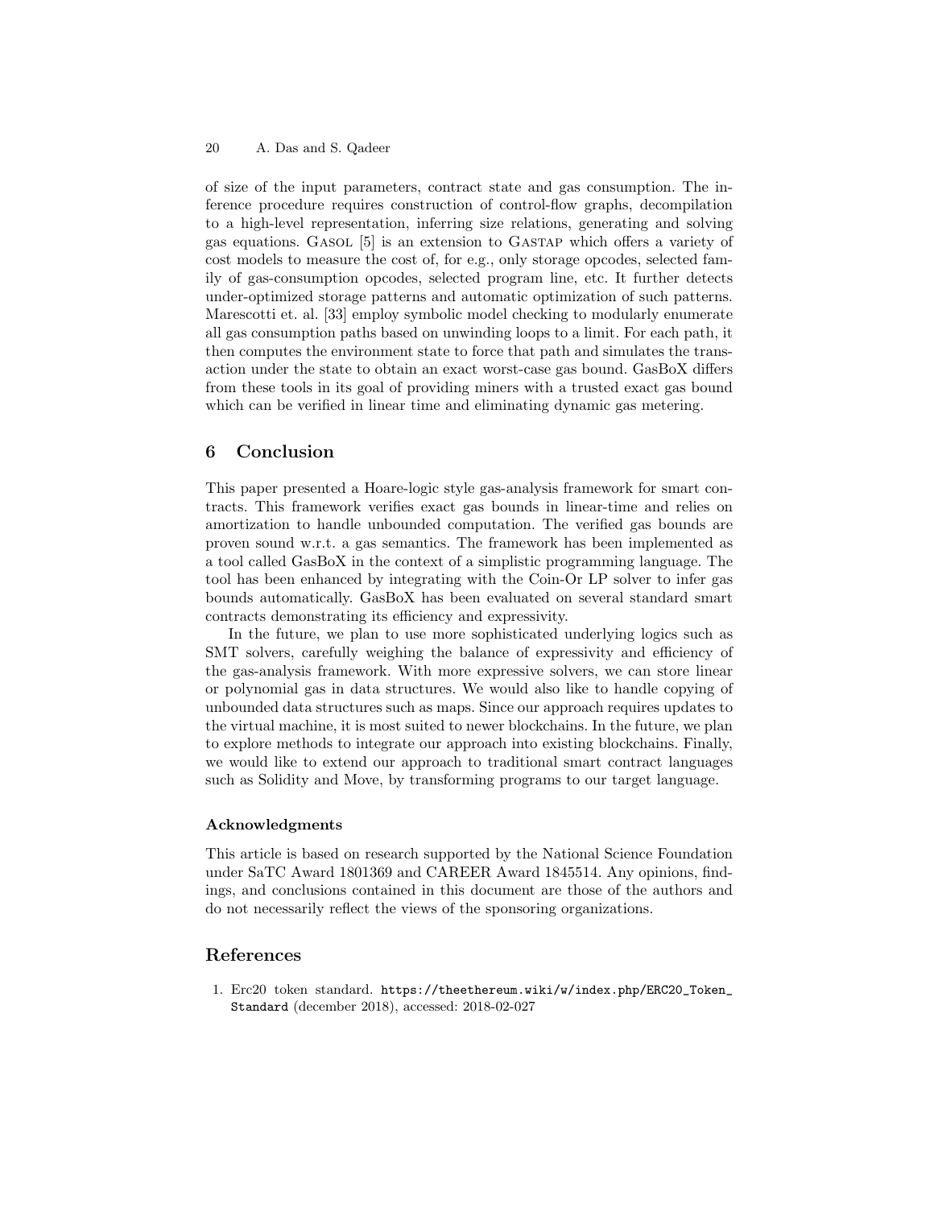of size of the input parameters, contract state and gas consumption. The inference procedure requires construction of control-flow graphs, decompilation to a high-level representation, inferring size relations, generating and solving gas equations. Gasol [5] is an extension to Gastap which offers a variety of cost models to measure the cost of, for e.g., only storage opcodes, selected family of gas-consumption opcodes, selected program line, etc. It further detects under-optimized storage patterns and automatic optimization of such patterns. Marescotti et. al. [33] employ symbolic model checking to modularly enumerate all gas consumption paths based on unwinding loops to a limit. For each path, it then computes the environment state to force that path and simulates the transaction under the state to obtain an exact worst-case gas bound. GasBoX differs from these tools in its goal of providing miners with a trusted exact gas bound which can be verified in linear time and eliminating dynamic gas metering.

## 6 Conclusion

This paper presented a Hoare-logic style gas-analysis framework for smart contracts. This framework verifies exact gas bounds in linear-time and relies on amortization to handle unbounded computation. The verified gas bounds are proven sound w.r.t. a gas semantics. The framework has been implemented as a tool called GasBoX in the context of a simplistic programming language. The tool has been enhanced by integrating with the Coin-Or LP solver to infer gas bounds automatically. GasBoX has been evaluated on several standard smart contracts demonstrating its efficiency and expressivity.

In the future, we plan to use more sophisticated underlying logics such as SMT solvers, carefully weighing the balance of expressivity and efficiency of the gas-analysis framework. With more expressive solvers, we can store linear or polynomial gas in data structures. We would also like to handle copying of unbounded data structures such as maps. Since our approach requires updates to the virtual machine, it is most suited to newer blockchains. In the future, we plan to explore methods to integrate our approach into existing blockchains. Finally, we would like to extend our approach to traditional smart contract languages such as Solidity and Move, by transforming programs to our target language.

### Acknowledgments

This article is based on research supported by the National Science Foundation under SaTC Award 1801369 and CAREER Award 1845514. Any opinions, findings, and conclusions contained in this document are those of the authors and do not necessarily reflect the views of the sponsoring organizations.

## References

1. Erc20 token standard. `https://theethereum.wiki/w/index.php/ERC20_Token_Standard` (december 2018), accessed: 2018-02-027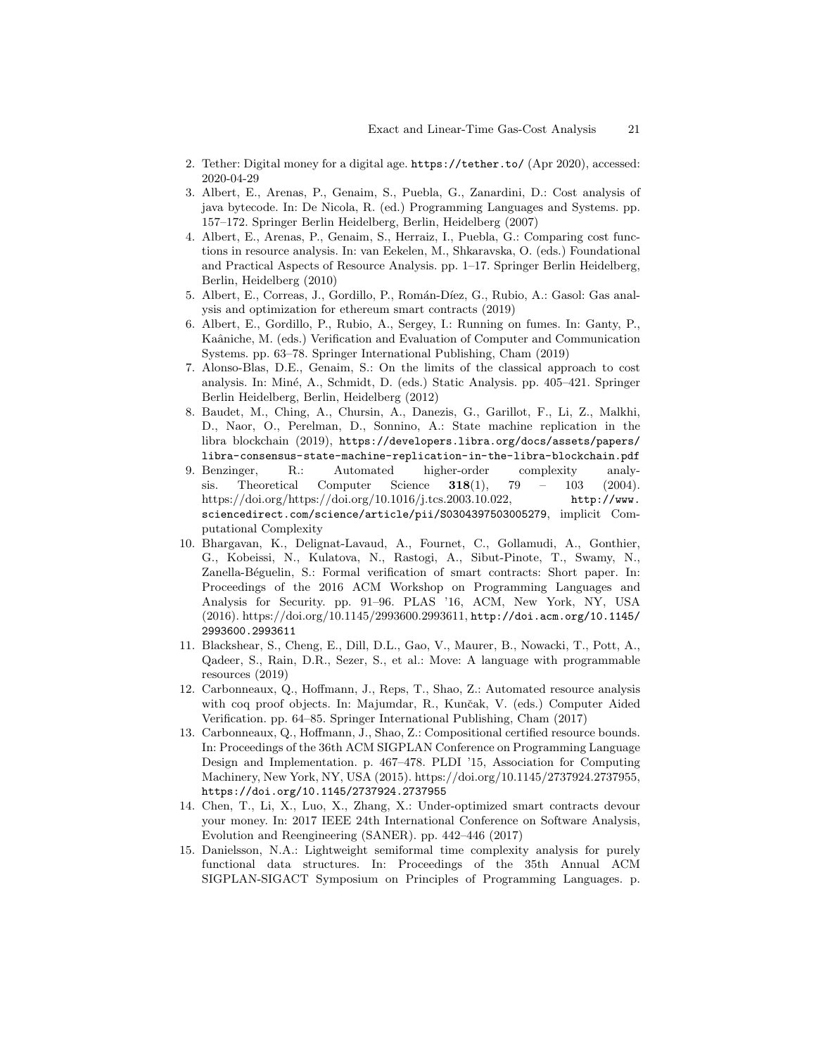2. Tether: Digital money for a digital age. https://tether.to/ (Apr 2020), accessed: 2020-04-29
3. Albert, E., Arenas, P., Genaim, S., Puebla, G., Zanardini, D.: Cost analysis of java bytecode. In: De Nicola, R. (ed.) Programming Languages and Systems. pp. 157–172. Springer Berlin Heidelberg, Berlin, Heidelberg (2007)
4. Albert, E., Arenas, P., Genaim, S., Herraiz, I., Puebla, G.: Comparing cost functions in resource analysis. In: van Eekelen, M., Shkaravska, O. (eds.) Foundational and Practical Aspects of Resource Analysis. pp. 1–17. Springer Berlin Heidelberg, Berlin, Heidelberg (2010)
5. Albert, E., Correas, J., Gordillo, P., Román-Díez, G., Rubio, A.: Gasol: Gas analysis and optimization for ethereum smart contracts (2019)
6. Albert, E., Gordillo, P., Rubio, A., Sergey, I.: Running on fumes. In: Ganty, P., Kaâniche, M. (eds.) Verification and Evaluation of Computer and Communication Systems. pp. 63–78. Springer International Publishing, Cham (2019)
7. Alonso-Blas, D.E., Genaim, S.: On the limits of the classical approach to cost analysis. In: Miné, A., Schmidt, D. (eds.) Static Analysis. pp. 405–421. Springer Berlin Heidelberg, Berlin, Heidelberg (2012)
8. Baudet, M., Ching, A., Chursin, A., Danezis, G., Garillot, F., Li, Z., Malkhi, D., Naor, O., Perelman, D., Sonnino, A.: State machine replication in the libra blockchain (2019), https://developers.libra.org/docs/assets/papers/libra-consensus-state-machine-replication-in-the-libra-blockchain.pdf
9. Benzinger, R.: Automated higher-order complexity analysis. Theoretical Computer Science **318**(1), 79 – 103 (2004). https://doi.org/https://doi.org/10.1016/j.tcs.2003.10.022, http://www.sciencedirect.com/science/article/pii/S0304397503005279, implicit Computational Complexity
10. Bhargavan, K., Delignat-Lavaud, A., Fournet, C., Gollamudi, A., Gonthier, G., Kobeissi, N., Kulatova, N., Rastogi, A., Sibut-Pinote, T., Swamy, N., Zanella-Béguelin, S.: Formal verification of smart contracts: Short paper. In: Proceedings of the 2016 ACM Workshop on Programming Languages and Analysis for Security. pp. 91–96. PLAS '16, ACM, New York, NY, USA (2016). https://doi.org/10.1145/2993600.2993611, http://doi.acm.org/10.1145/2993600.2993611
11. Blackshear, S., Cheng, E., Dill, D.L., Gao, V., Maurer, B., Nowacki, T., Pott, A., Qadeer, S., Rain, D.R., Sezer, S., et al.: Move: A language with programmable resources (2019)
12. Carbonneaux, Q., Hoffmann, J., Reps, T., Shao, Z.: Automated resource analysis with coq proof objects. In: Majumdar, R., Kunčak, V. (eds.) Computer Aided Verification. pp. 64–85. Springer International Publishing, Cham (2017)
13. Carbonneaux, Q., Hoffmann, J., Shao, Z.: Compositional certified resource bounds. In: Proceedings of the 36th ACM SIGPLAN Conference on Programming Language Design and Implementation. p. 467–478. PLDI '15, Association for Computing Machinery, New York, NY, USA (2015). https://doi.org/10.1145/2737924.2737955, https://doi.org/10.1145/2737924.2737955
14. Chen, T., Li, X., Luo, X., Zhang, X.: Under-optimized smart contracts devour your money. In: 2017 IEEE 24th International Conference on Software Analysis, Evolution and Reengineering (SANER). pp. 442–446 (2017)
15. Danielsson, N.A.: Lightweight semiformal time complexity analysis for purely functional data structures. In: Proceedings of the 35th Annual ACM SIGPLAN-SIGACT Symposium on Principles of Programming Languages. p.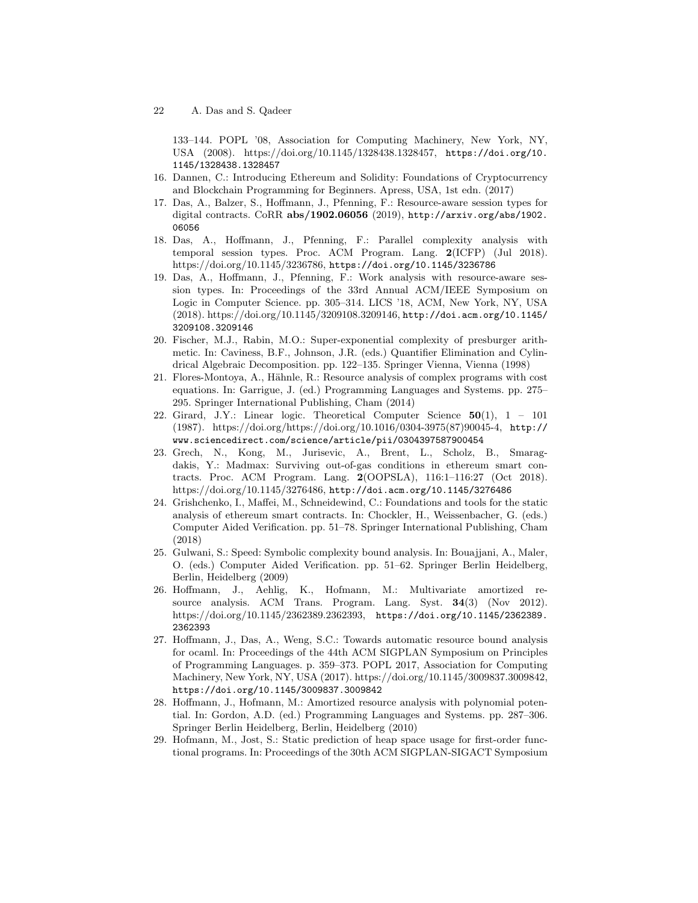133–144. POPL '08, Association for Computing Machinery, New York, NY, USA (2008). https://doi.org/10.1145/1328438.1328457, `https://doi.org/10.1145/1328438.1328457`

16. Dannen, C.: Introducing Ethereum and Solidity: Foundations of Cryptocurrency and Blockchain Programming for Beginners. Apress, USA, 1st edn. (2017)
17. Das, A., Balzer, S., Hoffmann, J., Pfenning, F.: Resource-aware session types for digital contracts. CoRR **abs/1902.06056** (2019), `http://arxiv.org/abs/1902.06056`
18. Das, A., Hoffmann, J., Pfenning, F.: Parallel complexity analysis with temporal session types. Proc. ACM Program. Lang. **2**(ICFP) (Jul 2018). https://doi.org/10.1145/3236786, `https://doi.org/10.1145/3236786`
19. Das, A., Hoffmann, J., Pfenning, F.: Work analysis with resource-aware session types. In: Proceedings of the 33rd Annual ACM/IEEE Symposium on Logic in Computer Science. pp. 305–314. LICS '18, ACM, New York, NY, USA (2018). https://doi.org/10.1145/3209108.3209146, `http://doi.acm.org/10.1145/3209108.3209146`
20. Fischer, M.J., Rabin, M.O.: Super-exponential complexity of presburger arithmetic. In: Caviness, B.F., Johnson, J.R. (eds.) Quantifier Elimination and Cylindrical Algebraic Decomposition. pp. 122–135. Springer Vienna, Vienna (1998)
21. Flores-Montoya, A., Hähnle, R.: Resource analysis of complex programs with cost equations. In: Garrigue, J. (ed.) Programming Languages and Systems. pp. 275–295. Springer International Publishing, Cham (2014)
22. Girard, J.Y.: Linear logic. Theoretical Computer Science **50**(1), 1 – 101 (1987). https://doi.org/https://doi.org/10.1016/0304-3975(87)90045-4, `http://www.sciencedirect.com/science/article/pii/0304397587900454`
23. Grech, N., Kong, M., Jurisevic, A., Brent, L., Scholz, B., Smaragdakis, Y.: Madmax: Surviving out-of-gas conditions in ethereum smart contracts. Proc. ACM Program. Lang. **2**(OOPSLA), 116:1–116:27 (Oct 2018). https://doi.org/10.1145/3276486, `http://doi.acm.org/10.1145/3276486`
24. Grishchenko, I., Maffei, M., Schneidewind, C.: Foundations and tools for the static analysis of ethereum smart contracts. In: Chockler, H., Weissenbacher, G. (eds.) Computer Aided Verification. pp. 51–78. Springer International Publishing, Cham (2018)
25. Gulwani, S.: Speed: Symbolic complexity bound analysis. In: Bouajjani, A., Maler, O. (eds.) Computer Aided Verification. pp. 51–62. Springer Berlin Heidelberg, Berlin, Heidelberg (2009)
26. Hoffmann, J., Aehlig, K., Hofmann, M.: Multivariate amortized resource analysis. ACM Trans. Program. Lang. Syst. **34**(3) (Nov 2012). https://doi.org/10.1145/2362389.2362393, `https://doi.org/10.1145/2362389.2362393`
27. Hoffmann, J., Das, A., Weng, S.C.: Towards automatic resource bound analysis for ocaml. In: Proceedings of the 44th ACM SIGPLAN Symposium on Principles of Programming Languages. p. 359–373. POPL 2017, Association for Computing Machinery, New York, NY, USA (2017). https://doi.org/10.1145/3009837.3009842, `https://doi.org/10.1145/3009837.3009842`
28. Hoffmann, J., Hofmann, M.: Amortized resource analysis with polynomial potential. In: Gordon, A.D. (ed.) Programming Languages and Systems. pp. 287–306. Springer Berlin Heidelberg, Berlin, Heidelberg (2010)
29. Hofmann, M., Jost, S.: Static prediction of heap space usage for first-order functional programs. In: Proceedings of the 30th ACM SIGPLAN-SIGACT Symposium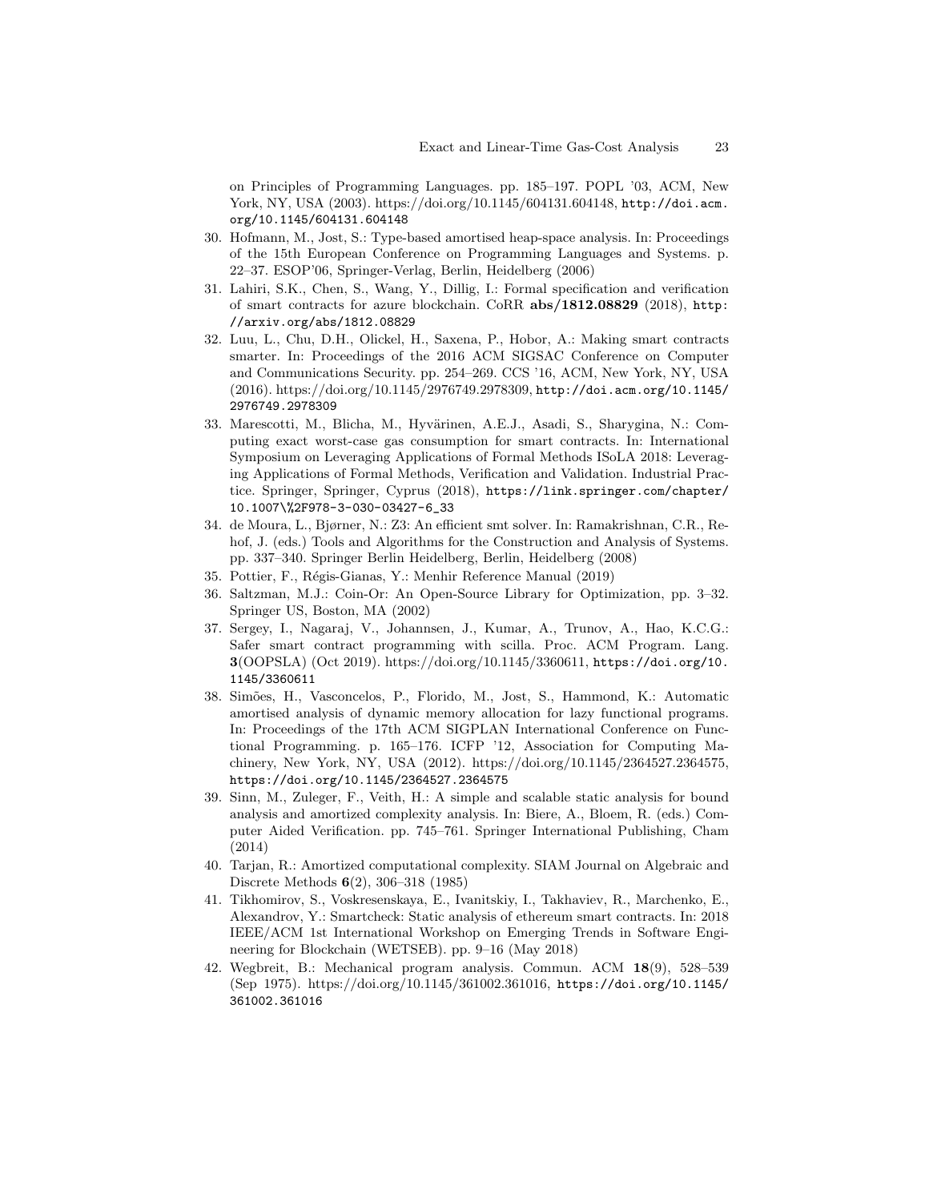on Principles of Programming Languages. pp. 185–197. POPL '03, ACM, New York, NY, USA (2003). https://doi.org/10.1145/604131.604148, http://doi.acm.org/10.1145/604131.604148

30. Hofmann, M., Jost, S.: Type-based amortised heap-space analysis. In: Proceedings of the 15th European Conference on Programming Languages and Systems. p. 22–37. ESOP'06, Springer-Verlag, Berlin, Heidelberg (2006)
31. Lahiri, S.K., Chen, S., Wang, Y., Dillig, I.: Formal specification and verification of smart contracts for azure blockchain. CoRR **abs/1812.08829** (2018), http://arxiv.org/abs/1812.08829
32. Luu, L., Chu, D.H., Olickel, H., Saxena, P., Hobor, A.: Making smart contracts smarter. In: Proceedings of the 2016 ACM SIGSAC Conference on Computer and Communications Security. pp. 254–269. CCS '16, ACM, New York, NY, USA (2016). https://doi.org/10.1145/2976749.2978309, http://doi.acm.org/10.1145/2976749.2978309
33. Marescotti, M., Blicha, M., Hyvärinen, A.E.J., Asadi, S., Sharygina, N.: Computing exact worst-case gas consumption for smart contracts. In: International Symposium on Leveraging Applications of Formal Methods ISoLA 2018: Leveraging Applications of Formal Methods, Verification and Validation. Industrial Practice. Springer, Springer, Cyprus (2018), https://link.springer.com/chapter/10.1007\%2F978-3-030-03427-6_33
34. de Moura, L., Bjørner, N.: Z3: An efficient smt solver. In: Ramakrishnan, C.R., Rehof, J. (eds.) Tools and Algorithms for the Construction and Analysis of Systems. pp. 337–340. Springer Berlin Heidelberg, Berlin, Heidelberg (2008)
35. Pottier, F., Régis-Gianas, Y.: Menhir Reference Manual (2019)
36. Saltzman, M.J.: Coin-Or: An Open-Source Library for Optimization, pp. 3–32. Springer US, Boston, MA (2002)
37. Sergey, I., Nagaraj, V., Johannsen, J., Kumar, A., Trunov, A., Hao, K.C.G.: Safer smart contract programming with scilla. Proc. ACM Program. Lang. **3**(OOPSLA) (Oct 2019). https://doi.org/10.1145/3360611, https://doi.org/10.1145/3360611
38. Simões, H., Vasconcelos, P., Florido, M., Jost, S., Hammond, K.: Automatic amortised analysis of dynamic memory allocation for lazy functional programs. In: Proceedings of the 17th ACM SIGPLAN International Conference on Functional Programming. p. 165–176. ICFP '12, Association for Computing Machinery, New York, NY, USA (2012). https://doi.org/10.1145/2364527.2364575, https://doi.org/10.1145/2364527.2364575
39. Sinn, M., Zuleger, F., Veith, H.: A simple and scalable static analysis for bound analysis and amortized complexity analysis. In: Biere, A., Bloem, R. (eds.) Computer Aided Verification. pp. 745–761. Springer International Publishing, Cham (2014)
40. Tarjan, R.: Amortized computational complexity. SIAM Journal on Algebraic and Discrete Methods **6**(2), 306–318 (1985)
41. Tikhomirov, S., Voskresenskaya, E., Ivanitskiy, I., Takhaviev, R., Marchenko, E., Alexandrov, Y.: Smartcheck: Static analysis of ethereum smart contracts. In: 2018 IEEE/ACM 1st International Workshop on Emerging Trends in Software Engineering for Blockchain (WETSEB). pp. 9–16 (May 2018)
42. Wegbreit, B.: Mechanical program analysis. Commun. ACM **18**(9), 528–539 (Sep 1975). https://doi.org/10.1145/361002.361016, https://doi.org/10.1145/361002.361016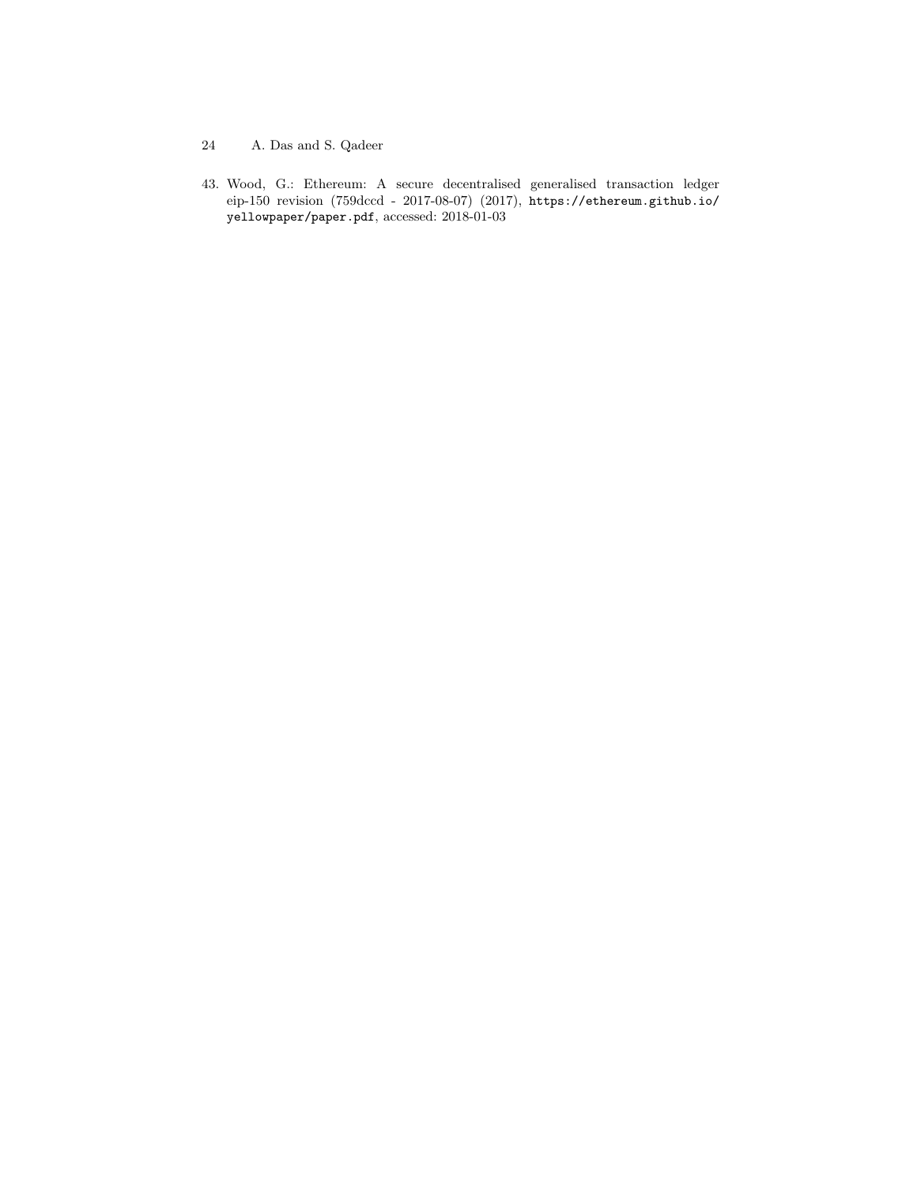43. Wood, G.: Ethereum: A secure decentralised generalised transaction ledger eip-150 revision (759dccd - 2017-08-07) (2017), https://ethereum.github.io/yellowpaper/paper.pdf, accessed: 2018-01-03